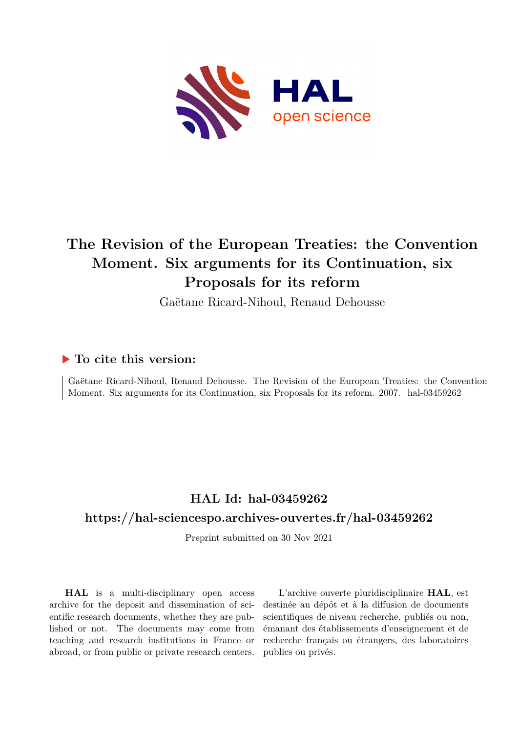# The Revision of the European Treaties: the Convention Moment. Six arguments for its Continuation, six Proposals for its reform

Gaëtane Ricard-Nihoul, Renaud Dehousse

## To cite this version:

Gaëtane Ricard-Nihoul, Renaud Dehousse. The Revision of the European Treaties: the Convention Moment. Six arguments for its Continuation, six Proposals for its reform. 2007. hal-03459262

## HAL Id: hal-03459262

## https://hal-sciencespo.archives-ouvertes.fr/hal-03459262

Preprint submitted on 30 Nov 2021

**HAL** is a multi-disciplinary open access archive for the deposit and dissemination of scientific research documents, whether they are published or not. The documents may come from teaching and research institutions in France or abroad, or from public or private research centers.

L'archive ouverte pluridisciplinaire **HAL**, est destinée au dépôt et à la diffusion de documents scientifiques de niveau recherche, publiés ou non, émanant des établissements d'enseignement et de recherche français ou étrangers, des laboratoires publics ou privés.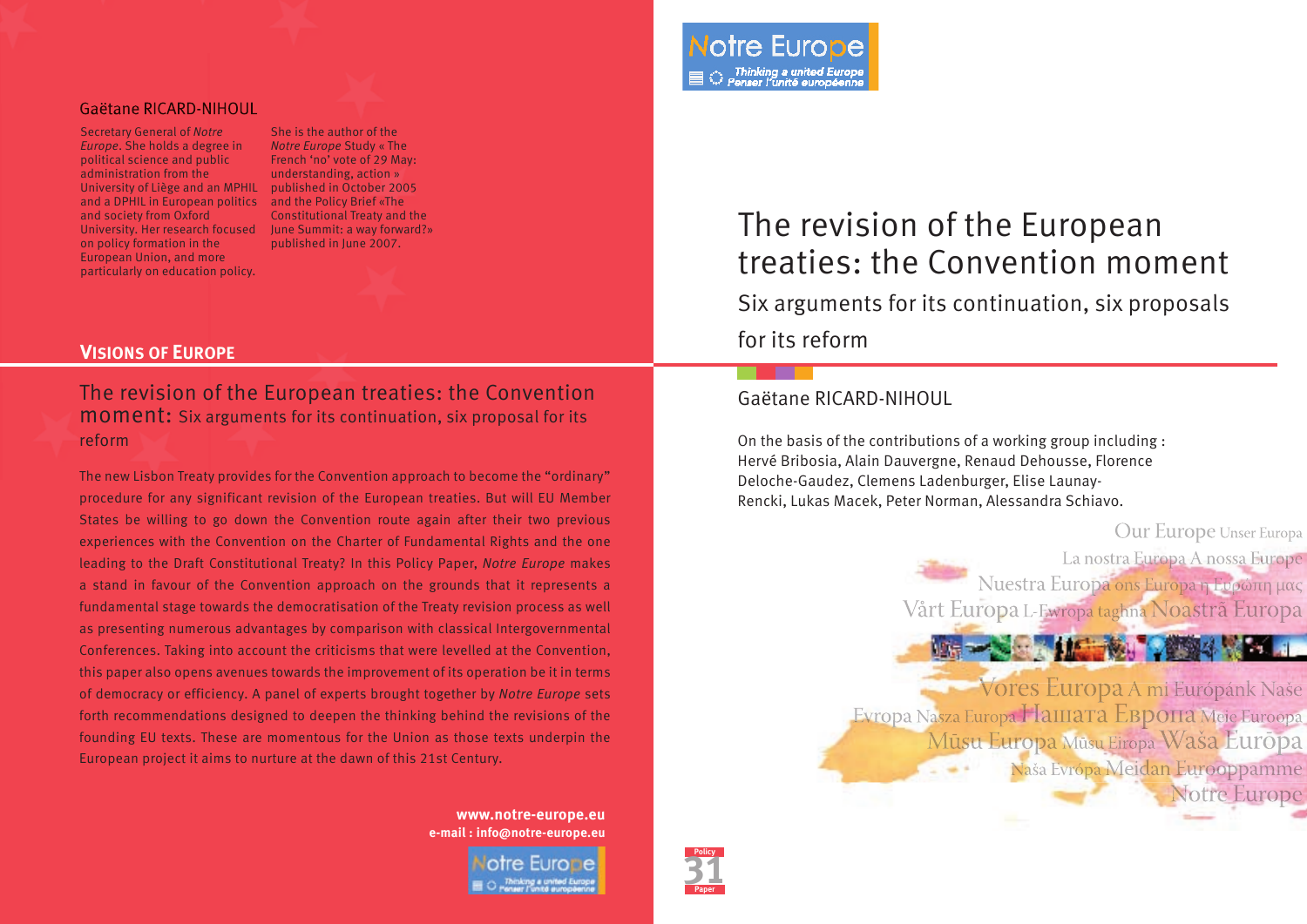Gaëtane RICARD-NIHOUL

Secretary General of *Notre Europe*. She holds a degree in political science and public administration from the University of Liège and an MPHIL and a DPHIL in European politics and society from Oxford University. Her research focused on policy formation in the European Union, and more particularly on education policy.

She is the author of the *Notre Europe* Study « The French 'no' vote of 29 May: understanding, action » published in October 2005 and the Policy Brief «The Constitutional Treaty and the June Summit: a way forward?» published in June 2007.

## VISIONS OF EUROPE

### The revision of the European treaties: the Convention moment: Six arguments for its continuation, six proposal for its reform

The new Lisbon Treaty provides for the Convention approach to become the "ordinary" procedure for any significant revision of the European treaties. But will EU Member States be willing to go down the Convention route again after their two previous experiences with the Convention on the Charter of Fundamental Rights and the one leading to the Draft Constitutional Treaty? In this Policy Paper, *Notre Europe* makes a stand in favour of the Convention approach on the grounds that it represents a fundamental stage towards the democratisation of the Treaty revision process as well as presenting numerous advantages by comparison with classical Intergovernmental Conferences. Taking into account the criticisms that were levelled at the Convention, this paper also opens avenues towards the improvement of its operation be it in terms of democracy or efficiency. A panel of experts brought together by *Notre Europe* sets forth recommendations designed to deepen the thinking behind the revisions of the founding EU texts. These are momentous for the Union as those texts underpin the European project it aims to nurture at the dawn of this 21st Century.

**www.notre-europe.eu**
**e-mail : info@notre-europe.eu**

Notre Europe
Thinking a united Europe
Penser l'unité européenne

# The revision of the European treaties: the Convention moment

## Six arguments for its continuation, six proposals for its reform

Gaëtane RICARD-NIHOUL

On the basis of the contributions of a working group including : Hervé Bribosia, Alain Dauvergne, Renaud Dehousse, Florence Deloche-Gaudez, Clemens Ladenburger, Elise Launay-Rencki, Lukas Macek, Peter Norman, Alessandra Schiavo.

Our Europe Unser Europa La nostra Europa A nossa Europa Nuestra Europa ons Europa η Ευρώπη μας Vårt Europa L-Ewropa taghna Noastră Europa Vores Europa A mi Európánk Naše Evropa Nasza Europa Нашата Европа Meie Euroopa Mūsu Europa Mūsų Europa Waša Eurōpa Naša Evrópa Meidän Eurooppamme Notre Europe

Policy Paper 31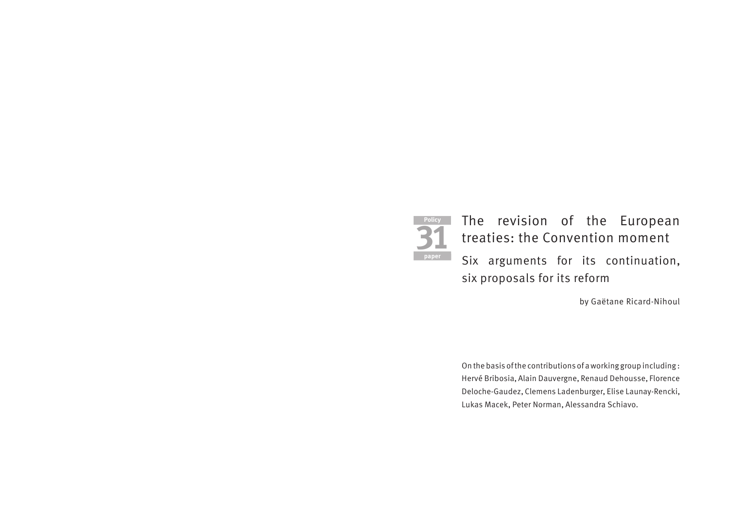Policy **31** paper

# The revision of the European treaties: the Convention moment

## Six arguments for its continuation, six proposals for its reform

by Gaëtane Ricard-Nihoul

On the basis of the contributions of a working group including : Hervé Bribosia, Alain Dauvergne, Renaud Dehousse, Florence Deloche-Gaudez, Clemens Ladenburger, Elise Launay-Rencki, Lukas Macek, Peter Norman, Alessandra Schiavo.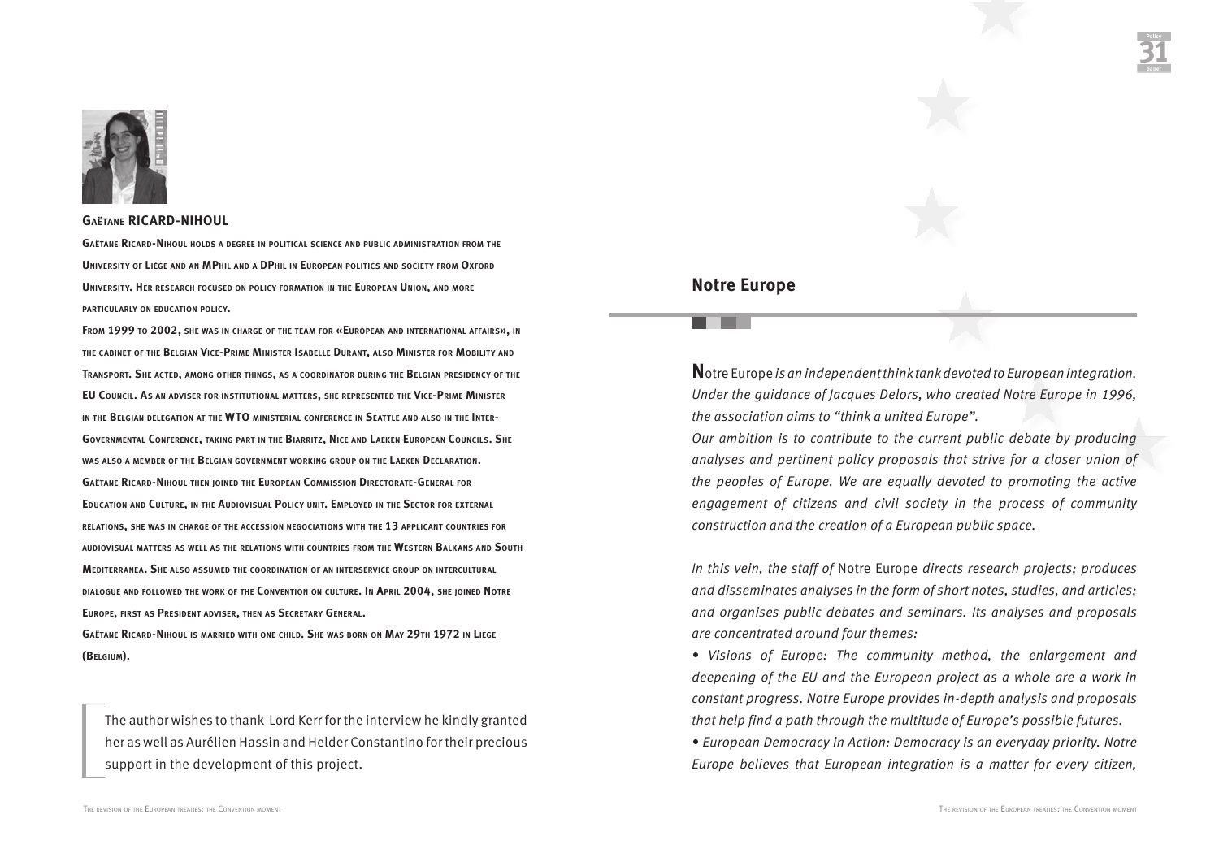## Gaëtane RICARD-NIHOUL

Gaëtane Ricard-Nihoul holds a degree in political science and public administration from the University of Liège and an MPhil and a DPhil in European politics and society from Oxford University. Her research focused on policy formation in the European Union, and more particularly on education policy.

From 1999 to 2002, she was in charge of the team for «European and international affairs», in the cabinet of the Belgian Vice-Prime Minister Isabelle Durant, also Minister for Mobility and Transport. She acted, among other things, as a coordinator during the Belgian presidency of the EU Council. As an adviser for institutional matters, she represented the Vice-Prime Minister in the Belgian delegation at the WTO ministerial conference in Seattle and also in the Inter-Governmental Conference, taking part in the Biarritz, Nice and Laeken European Councils. She was also a member of the Belgian government working group on the Laeken Declaration.

Gaëtane Ricard-Nihoul then joined the European Commission Directorate-General for Education and Culture, in the Audiovisual Policy unit. Employed in the Sector for external relations, she was in charge of the accession negociations with the 13 applicant countries for audiovisual matters as well as the relations with countries from the Western Balkans and South Mediterranea. She also assumed the coordination of an interservice group on intercultural dialogue and followed the work of the Convention on culture. In April 2004, she joined Notre Europe, first as President adviser, then as Secretary General.

Gaëtane Ricard-Nihoul is married with one child. She was born on May 29th 1972 in Liege (Belgium).

The author wishes to thank Lord Kerr for the interview he kindly granted her as well as Aurélien Hassin and Helder Constantino for their precious support in the development of this project.

## Notre Europe

**N**otre Europe *is an independent think tank devoted to European integration. Under the guidance of Jacques Delors, who created Notre Europe in 1996, the association aims to "think a united Europe".*

*Our ambition is to contribute to the current public debate by producing analyses and pertinent policy proposals that strive for a closer union of the peoples of Europe. We are equally devoted to promoting the active engagement of citizens and civil society in the process of community construction and the creation of a European public space.*

*In this vein, the staff of* Notre Europe *directs research projects; produces and disseminates analyses in the form of short notes, studies, and articles; and organises public debates and seminars. Its analyses and proposals are concentrated around four themes:*

- *Visions of Europe: The community method, the enlargement and deepening of the EU and the European project as a whole are a work in constant progress. Notre Europe provides in-depth analysis and proposals that help find a path through the multitude of Europe's possible futures.*
- *European Democracy in Action: Democracy is an everyday priority. Notre Europe believes that European integration is a matter for every citizen,*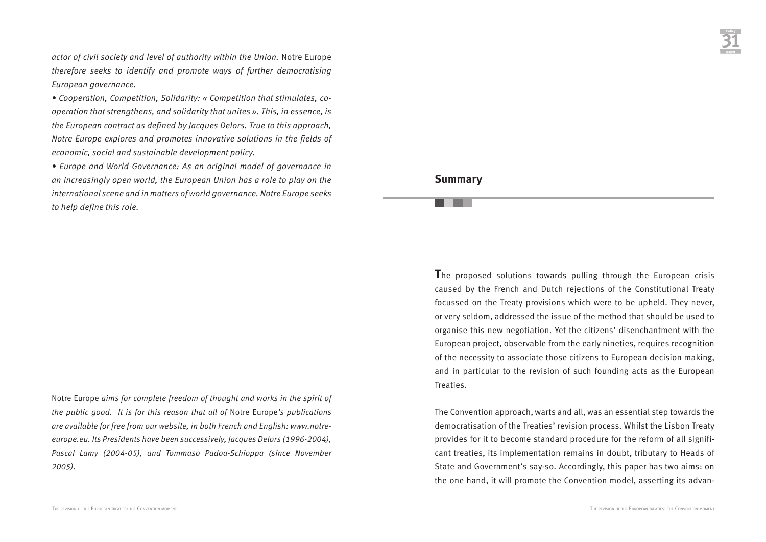*actor of civil society and level of authority within the Union.* Notre Europe *therefore seeks to identify and promote ways of further democratising European governance.*

*• Cooperation, Competition, Solidarity: « Competition that stimulates, co-operation that strengthens, and solidarity that unites ». This, in essence, is the European contract as defined by Jacques Delors. True to this approach, Notre Europe explores and promotes innovative solutions in the fields of economic, social and sustainable development policy.*

*• Europe and World Governance: As an original model of governance in an increasingly open world, the European Union has a role to play on the international scene and in matters of world governance. Notre Europe seeks to help define this role.*

Notre Europe *aims for complete freedom of thought and works in the spirit of the public good. It is for this reason that all of* Notre Europe*'s publications are available for free from our website, in both French and English: www.notre-europe.eu. Its Presidents have been successively, Jacques Delors (1996-2004), Pascal Lamy (2004-05), and Tommaso Padoa-Schioppa (since November 2005).*

## Summary

The proposed solutions towards pulling through the European crisis caused by the French and Dutch rejections of the Constitutional Treaty focussed on the Treaty provisions which were to be upheld. They never, or very seldom, addressed the issue of the method that should be used to organise this new negotiation. Yet the citizens' disenchantment with the European project, observable from the early nineties, requires recognition of the necessity to associate those citizens to European decision making, and in particular to the revision of such founding acts as the European Treaties.

The Convention approach, warts and all, was an essential step towards the democratisation of the Treaties' revision process. Whilst the Lisbon Treaty provides for it to become standard procedure for the reform of all significant treaties, its implementation remains in doubt, tributary to Heads of State and Government's say-so. Accordingly, this paper has two aims: on the one hand, it will promote the Convention model, asserting its advan-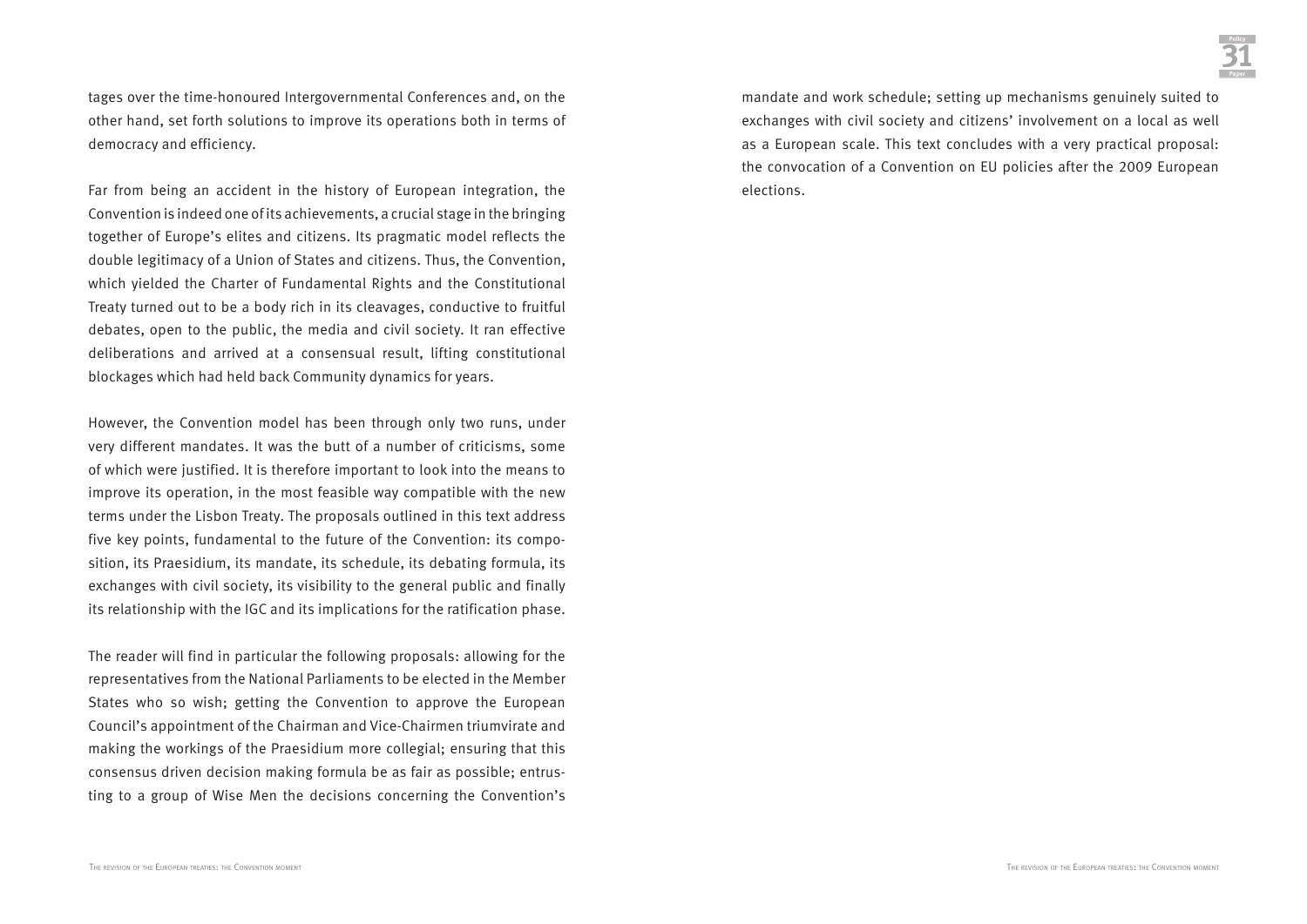tages over the time-honoured Intergovernmental Conferences and, on the other hand, set forth solutions to improve its operations both in terms of democracy and efficiency.

Far from being an accident in the history of European integration, the Convention is indeed one of its achievements, a crucial stage in the bringing together of Europe's elites and citizens. Its pragmatic model reflects the double legitimacy of a Union of States and citizens. Thus, the Convention, which yielded the Charter of Fundamental Rights and the Constitutional Treaty turned out to be a body rich in its cleavages, conductive to fruitful debates, open to the public, the media and civil society. It ran effective deliberations and arrived at a consensual result, lifting constitutional blockages which had held back Community dynamics for years.

However, the Convention model has been through only two runs, under very different mandates. It was the butt of a number of criticisms, some of which were justified. It is therefore important to look into the means to improve its operation, in the most feasible way compatible with the new terms under the Lisbon Treaty. The proposals outlined in this text address five key points, fundamental to the future of the Convention: its composition, its Praesidium, its mandate, its schedule, its debating formula, its exchanges with civil society, its visibility to the general public and finally its relationship with the IGC and its implications for the ratification phase.

The reader will find in particular the following proposals: allowing for the representatives from the National Parliaments to be elected in the Member States who so wish; getting the Convention to approve the European Council's appointment of the Chairman and Vice-Chairmen triumvirate and making the workings of the Praesidium more collegial; ensuring that this consensus driven decision making formula be as fair as possible; entrusting to a group of Wise Men the decisions concerning the Convention's mandate and work schedule; setting up mechanisms genuinely suited to exchanges with civil society and citizens' involvement on a local as well as a European scale. This text concludes with a very practical proposal: the convocation of a Convention on EU policies after the 2009 European elections.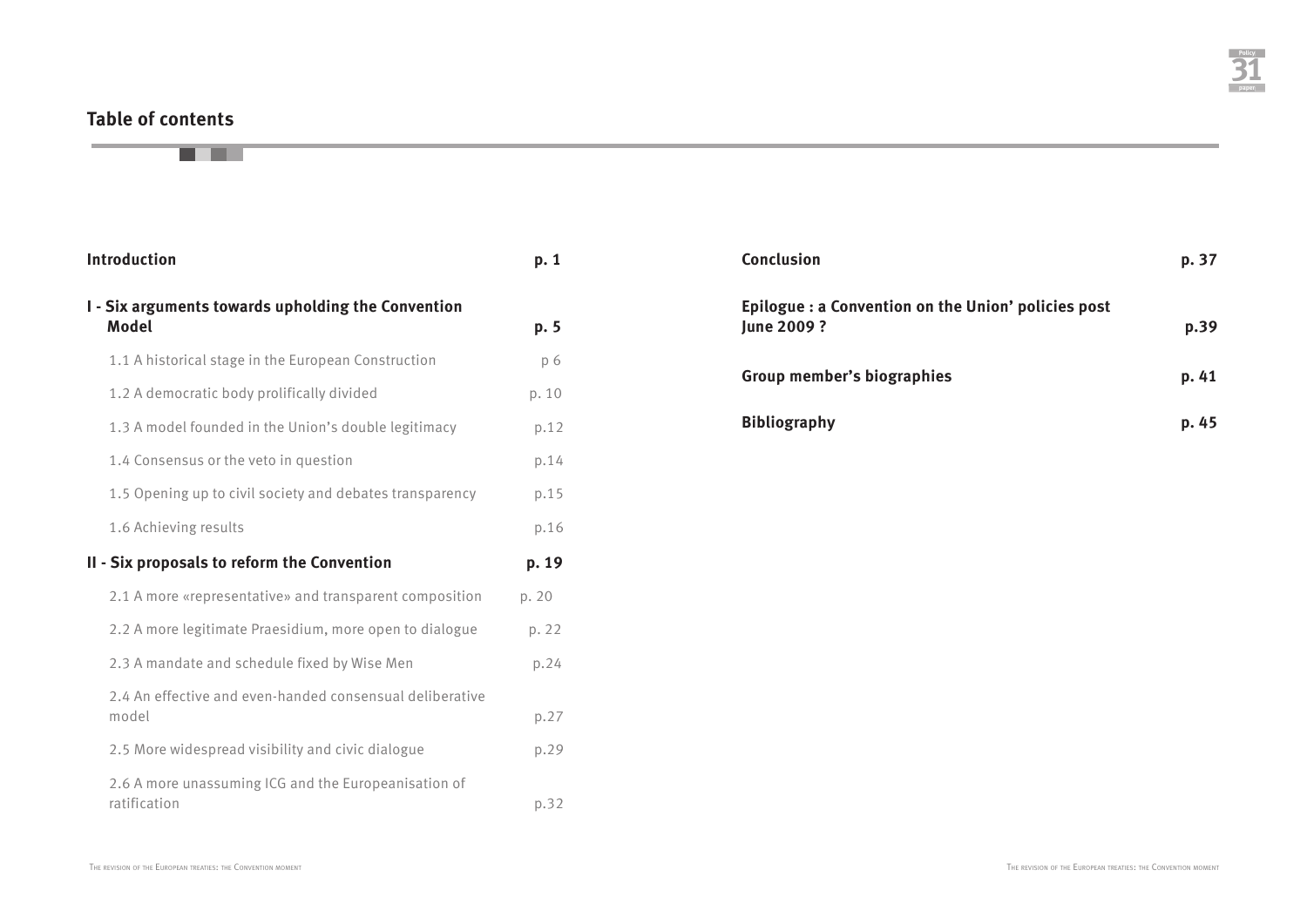## Table of contents

| | |
|---|---|
| **Introduction** | **p. 1** |
| **I - Six arguments towards upholding the Convention Model** | **p. 5** |
| 1.1 A historical stage in the European Construction | p 6 |
| 1.2 A democratic body prolifically divided | p. 10 |
| 1.3 A model founded in the Union's double legitimacy | p.12 |
| 1.4 Consensus or the veto in question | p.14 |
| 1.5 Opening up to civil society and debates transparency | p.15 |
| 1.6 Achieving results | p.16 |
| **II - Six proposals to reform the Convention** | **p. 19** |
| 2.1 A more «representative» and transparent composition | p. 20 |
| 2.2 A more legitimate Praesidium, more open to dialogue | p. 22 |
| 2.3 A mandate and schedule fixed by Wise Men | p.24 |
| 2.4 An effective and even-handed consensual deliberative model | p.27 |
| 2.5 More widespread visibility and civic dialogue | p.29 |
| 2.6 A more unassuming ICG and the Europeanisation of ratification | p.32 |
| **Conclusion** | **p. 37** |
| **Epilogue : a Convention on the Union' policies post June 2009 ?** | **p.39** |
| **Group member's biographies** | **p. 41** |
| **Bibliography** | **p. 45** |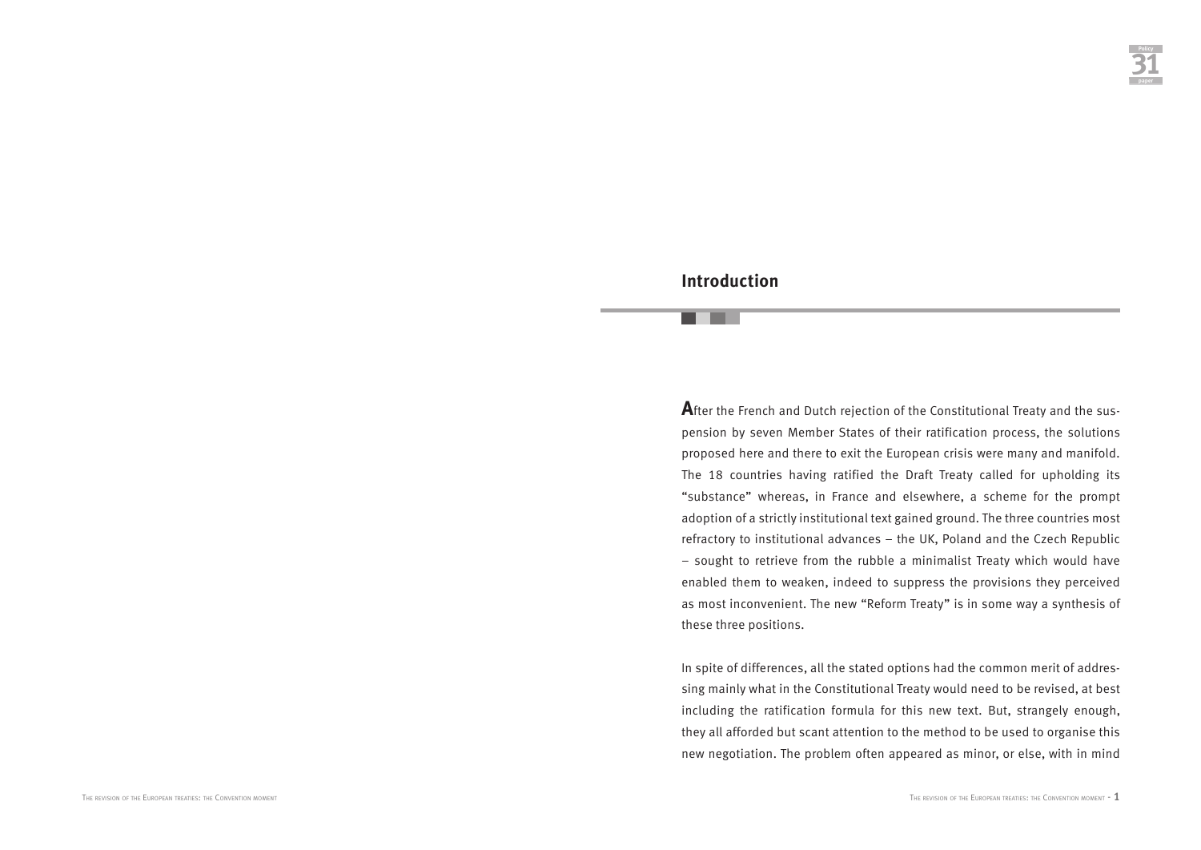## Introduction

After the French and Dutch rejection of the Constitutional Treaty and the suspension by seven Member States of their ratification process, the solutions proposed here and there to exit the European crisis were many and manifold. The 18 countries having ratified the Draft Treaty called for upholding its "substance" whereas, in France and elsewhere, a scheme for the prompt adoption of a strictly institutional text gained ground. The three countries most refractory to institutional advances – the UK, Poland and the Czech Republic – sought to retrieve from the rubble a minimalist Treaty which would have enabled them to weaken, indeed to suppress the provisions they perceived as most inconvenient. The new "Reform Treaty" is in some way a synthesis of these three positions.

In spite of differences, all the stated options had the common merit of addressing mainly what in the Constitutional Treaty would need to be revised, at best including the ratification formula for this new text. But, strangely enough, they all afforded but scant attention to the method to be used to organise this new negotiation. The problem often appeared as minor, or else, with in mind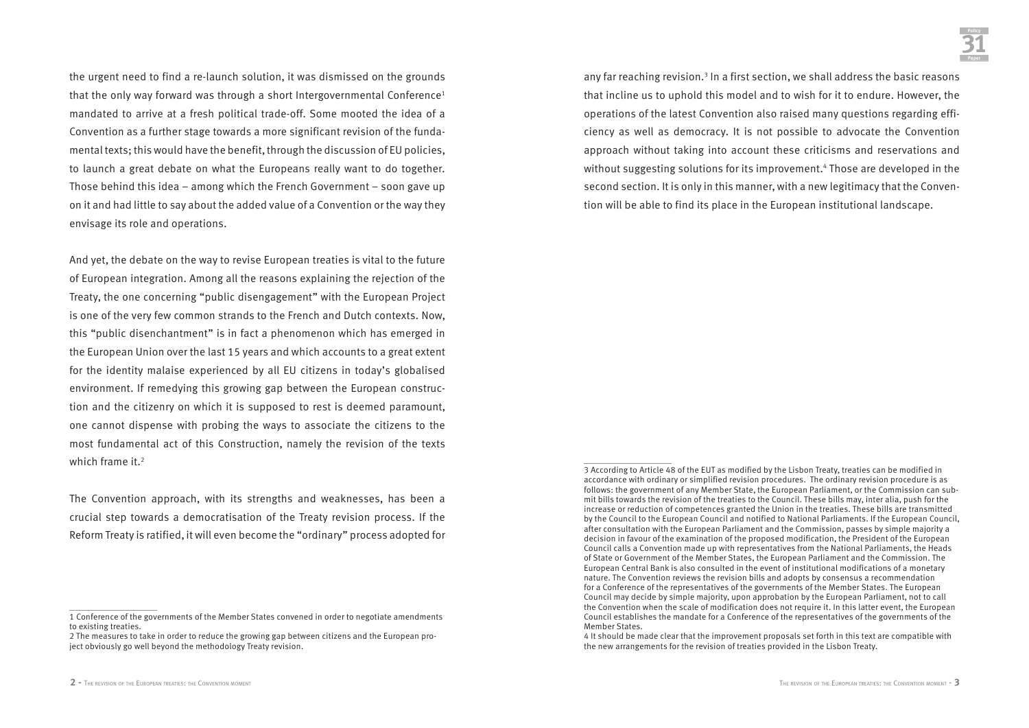the urgent need to find a re-launch solution, it was dismissed on the grounds that the only way forward was through a short Intergovernmental Conference[1] mandated to arrive at a fresh political trade-off. Some mooted the idea of a Convention as a further stage towards a more significant revision of the fundamental texts; this would have the benefit, through the discussion of EU policies, to launch a great debate on what the Europeans really want to do together. Those behind this idea – among which the French Government – soon gave up on it and had little to say about the added value of a Convention or the way they envisage its role and operations.

And yet, the debate on the way to revise European treaties is vital to the future of European integration. Among all the reasons explaining the rejection of the Treaty, the one concerning "public disengagement" with the European Project is one of the very few common strands to the French and Dutch contexts. Now, this "public disenchantment" is in fact a phenomenon which has emerged in the European Union over the last 15 years and which accounts to a great extent for the identity malaise experienced by all EU citizens in today's globalised environment. If remedying this growing gap between the European construction and the citizenry on which it is supposed to rest is deemed paramount, one cannot dispense with probing the ways to associate the citizens to the most fundamental act of this Construction, namely the revision of the texts which frame it.[2]

The Convention approach, with its strengths and weaknesses, has been a crucial step towards a democratisation of the Treaty revision process. If the Reform Treaty is ratified, it will even become the "ordinary" process adopted for any far reaching revision.[3] In a first section, we shall address the basic reasons that incline us to uphold this model and to wish for it to endure. However, the operations of the latest Convention also raised many questions regarding efficiency as well as democracy. It is not possible to advocate the Convention approach without taking into account these criticisms and reservations and without suggesting solutions for its improvement.[4] Those are developed in the second section. It is only in this manner, with a new legitimacy that the Convention will be able to find its place in the European institutional landscape.

---

1 Conference of the governments of the Member States convened in order to negotiate amendments to existing treaties.

2 The measures to take in order to reduce the growing gap between citizens and the European project obviously go well beyond the methodology Treaty revision.

3 According to Article 48 of the EUT as modified by the Lisbon Treaty, treaties can be modified in accordance with ordinary or simplified revision procedures. The ordinary revision procedure is as follows: the government of any Member State, the European Parliament, or the Commission can submit bills towards the revision of the treaties to the Council. These bills may, inter alia, push for the increase or reduction of competences granted the Union in the treaties. These bills are transmitted by the Council to the European Council and notified to National Parliaments. If the European Council, after consultation with the European Parliament and the Commission, passes by simple majority a decision in favour of the examination of the proposed modification, the President of the European Council calls a Convention made up with representatives from the National Parliaments, the Heads of State or Government of the Member States, the European Parliament and the Commission. The European Central Bank is also consulted in the event of institutional modifications of a monetary nature. The Convention reviews the revision bills and adopts by consensus a recommendation for a Conference of the representatives of the governments of the Member States. The European Council may decide by simple majority, upon approbation by the European Parliament, not to call the Convention when the scale of modification does not require it. In this latter event, the European Council establishes the mandate for a Conference of the representatives of the governments of the Member States.

4 It should be made clear that the improvement proposals set forth in this text are compatible with the new arrangements for the revision of treaties provided in the Lisbon Treaty.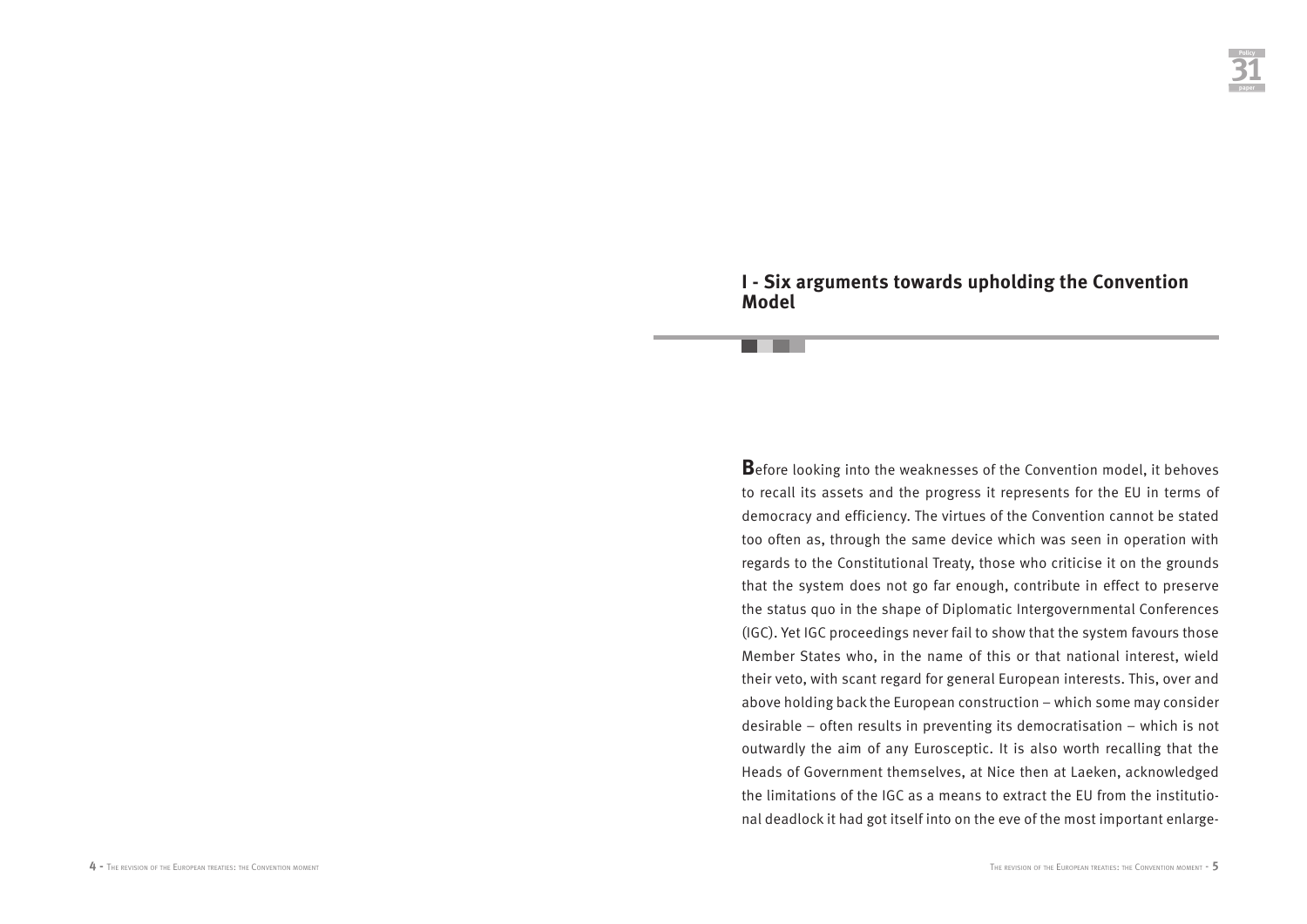## I - Six arguments towards upholding the Convention Model

Before looking into the weaknesses of the Convention model, it behoves to recall its assets and the progress it represents for the EU in terms of democracy and efficiency. The virtues of the Convention cannot be stated too often as, through the same device which was seen in operation with regards to the Constitutional Treaty, those who criticise it on the grounds that the system does not go far enough, contribute in effect to preserve the status quo in the shape of Diplomatic Intergovernmental Conferences (IGC). Yet IGC proceedings never fail to show that the system favours those Member States who, in the name of this or that national interest, wield their veto, with scant regard for general European interests. This, over and above holding back the European construction – which some may consider desirable – often results in preventing its democratisation – which is not outwardly the aim of any Eurosceptic. It is also worth recalling that the Heads of Government themselves, at Nice then at Laeken, acknowledged the limitations of the IGC as a means to extract the EU from the institutional deadlock it had got itself into on the eve of the most important enlarge-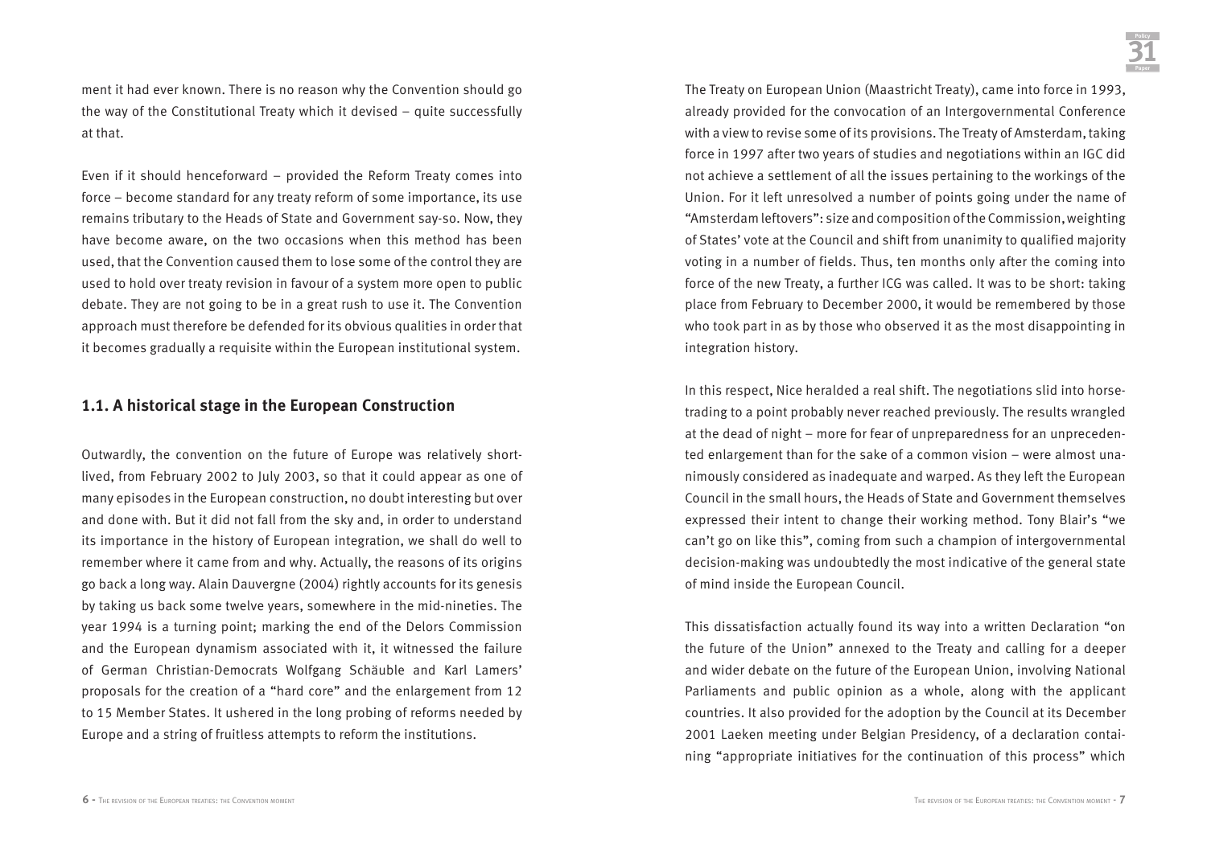ment it had ever known. There is no reason why the Convention should go the way of the Constitutional Treaty which it devised – quite successfully at that.

Even if it should henceforward – provided the Reform Treaty comes into force – become standard for any treaty reform of some importance, its use remains tributary to the Heads of State and Government say-so. Now, they have become aware, on the two occasions when this method has been used, that the Convention caused them to lose some of the control they are used to hold over treaty revision in favour of a system more open to public debate. They are not going to be in a great rush to use it. The Convention approach must therefore be defended for its obvious qualities in order that it becomes gradually a requisite within the European institutional system.

## 1.1. A historical stage in the European Construction

Outwardly, the convention on the future of Europe was relatively short-lived, from February 2002 to July 2003, so that it could appear as one of many episodes in the European construction, no doubt interesting but over and done with. But it did not fall from the sky and, in order to understand its importance in the history of European integration, we shall do well to remember where it came from and why. Actually, the reasons of its origins go back a long way. Alain Dauvergne (2004) rightly accounts for its genesis by taking us back some twelve years, somewhere in the mid-nineties. The year 1994 is a turning point; marking the end of the Delors Commission and the European dynamism associated with it, it witnessed the failure of German Christian-Democrats Wolfgang Schäuble and Karl Lamers' proposals for the creation of a "hard core" and the enlargement from 12 to 15 Member States. It ushered in the long probing of reforms needed by Europe and a string of fruitless attempts to reform the institutions.

The Treaty on European Union (Maastricht Treaty), came into force in 1993, already provided for the convocation of an Intergovernmental Conference with a view to revise some of its provisions. The Treaty of Amsterdam, taking force in 1997 after two years of studies and negotiations within an IGC did not achieve a settlement of all the issues pertaining to the workings of the Union. For it left unresolved a number of points going under the name of "Amsterdam leftovers": size and composition of the Commission, weighting of States' vote at the Council and shift from unanimity to qualified majority voting in a number of fields. Thus, ten months only after the coming into force of the new Treaty, a further ICG was called. It was to be short: taking place from February to December 2000, it would be remembered by those who took part in as by those who observed it as the most disappointing in integration history.

In this respect, Nice heralded a real shift. The negotiations slid into horse-trading to a point probably never reached previously. The results wrangled at the dead of night – more for fear of unpreparedness for an unprecedented enlargement than for the sake of a common vision – were almost unanimously considered as inadequate and warped. As they left the European Council in the small hours, the Heads of State and Government themselves expressed their intent to change their working method. Tony Blair's "we can't go on like this", coming from such a champion of intergovernmental decision-making was undoubtedly the most indicative of the general state of mind inside the European Council.

This dissatisfaction actually found its way into a written Declaration "on the future of the Union" annexed to the Treaty and calling for a deeper and wider debate on the future of the European Union, involving National Parliaments and public opinion as a whole, along with the applicant countries. It also provided for the adoption by the Council at its December 2001 Laeken meeting under Belgian Presidency, of a declaration containing "appropriate initiatives for the continuation of this process" which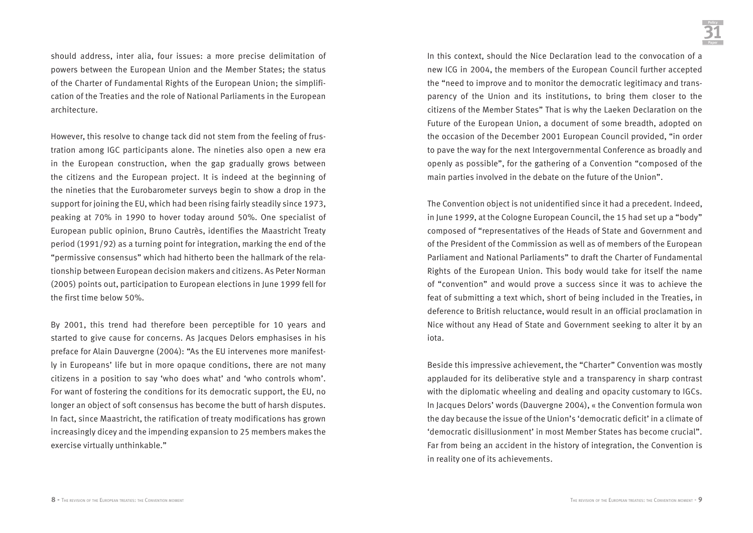should address, inter alia, four issues: a more precise delimitation of powers between the European Union and the Member States; the status of the Charter of Fundamental Rights of the European Union; the simplification of the Treaties and the role of National Parliaments in the European architecture.

However, this resolve to change tack did not stem from the feeling of frustration among IGC participants alone. The nineties also open a new era in the European construction, when the gap gradually grows between the citizens and the European project. It is indeed at the beginning of the nineties that the Eurobarometer surveys begin to show a drop in the support for joining the EU, which had been rising fairly steadily since 1973, peaking at 70% in 1990 to hover today around 50%. One specialist of European public opinion, Bruno Cautrès, identifies the Maastricht Treaty period (1991/92) as a turning point for integration, marking the end of the "permissive consensus" which had hitherto been the hallmark of the relationship between European decision makers and citizens. As Peter Norman (2005) points out, participation to European elections in June 1999 fell for the first time below 50%.

By 2001, this trend had therefore been perceptible for 10 years and started to give cause for concerns. As Jacques Delors emphasises in his preface for Alain Dauvergne (2004): "As the EU intervenes more manifestly in Europeans' life but in more opaque conditions, there are not many citizens in a position to say 'who does what' and 'who controls whom'. For want of fostering the conditions for its democratic support, the EU, no longer an object of soft consensus has become the butt of harsh disputes. In fact, since Maastricht, the ratification of treaty modifications has grown increasingly dicey and the impending expansion to 25 members makes the exercise virtually unthinkable."

In this context, should the Nice Declaration lead to the convocation of a new ICG in 2004, the members of the European Council further accepted the "need to improve and to monitor the democratic legitimacy and transparency of the Union and its institutions, to bring them closer to the citizens of the Member States" That is why the Laeken Declaration on the Future of the European Union, a document of some breadth, adopted on the occasion of the December 2001 European Council provided, "in order to pave the way for the next Intergovernmental Conference as broadly and openly as possible", for the gathering of a Convention "composed of the main parties involved in the debate on the future of the Union".

The Convention object is not unidentified since it had a precedent. Indeed, in June 1999, at the Cologne European Council, the 15 had set up a "body" composed of "representatives of the Heads of State and Government and of the President of the Commission as well as of members of the European Parliament and National Parliaments" to draft the Charter of Fundamental Rights of the European Union. This body would take for itself the name of "convention" and would prove a success since it was to achieve the feat of submitting a text which, short of being included in the Treaties, in deference to British reluctance, would result in an official proclamation in Nice without any Head of State and Government seeking to alter it by an iota.

Beside this impressive achievement, the "Charter" Convention was mostly applauded for its deliberative style and a transparency in sharp contrast with the diplomatic wheeling and dealing and opacity customary to IGCs. In Jacques Delors' words (Dauvergne 2004), « the Convention formula won the day because the issue of the Union's 'democratic deficit' in a climate of 'democratic disillusionment' in most Member States has become crucial". Far from being an accident in the history of integration, the Convention is in reality one of its achievements.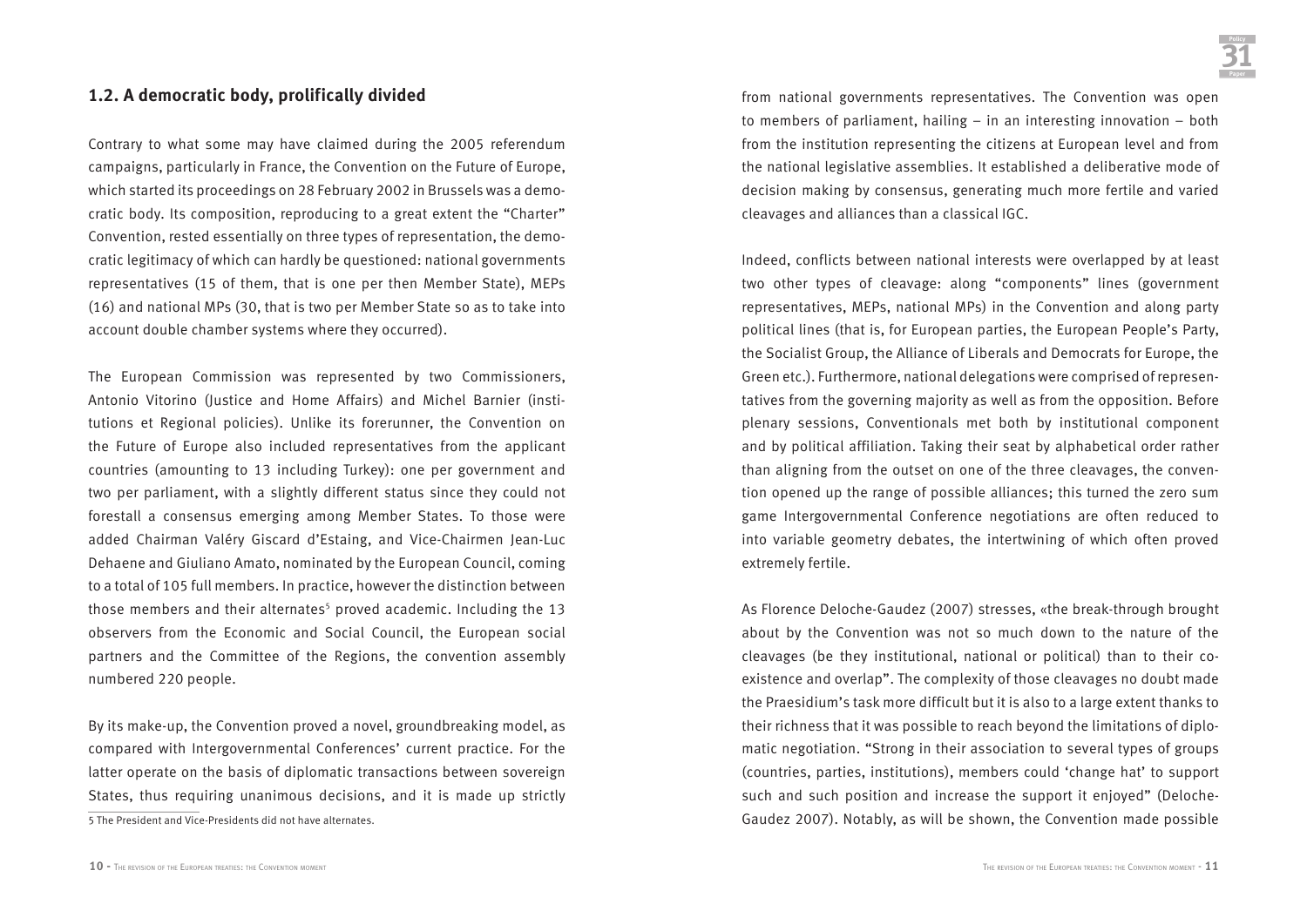## 1.2. A democratic body, prolifically divided

Contrary to what some may have claimed during the 2005 referendum campaigns, particularly in France, the Convention on the Future of Europe, which started its proceedings on 28 February 2002 in Brussels was a democratic body. Its composition, reproducing to a great extent the "Charter" Convention, rested essentially on three types of representation, the democratic legitimacy of which can hardly be questioned: national governments representatives (15 of them, that is one per then Member State), MEPs (16) and national MPs (30, that is two per Member State so as to take into account double chamber systems where they occurred).

The European Commission was represented by two Commissioners, Antonio Vitorino (Justice and Home Affairs) and Michel Barnier (institutions et Regional policies). Unlike its forerunner, the Convention on the Future of Europe also included representatives from the applicant countries (amounting to 13 including Turkey): one per government and two per parliament, with a slightly different status since they could not forestall a consensus emerging among Member States. To those were added Chairman Valéry Giscard d'Estaing, and Vice-Chairmen Jean-Luc Dehaene and Giuliano Amato, nominated by the European Council, coming to a total of 105 full members. In practice, however the distinction between those members and their alternates[5] proved academic. Including the 13 observers from the Economic and Social Council, the European social partners and the Committee of the Regions, the convention assembly numbered 220 people.

By its make-up, the Convention proved a novel, groundbreaking model, as compared with Intergovernmental Conferences' current practice. For the latter operate on the basis of diplomatic transactions between sovereign States, thus requiring unanimous decisions, and it is made up strictly from national governments representatives. The Convention was open to members of parliament, hailing – in an interesting innovation – both from the institution representing the citizens at European level and from the national legislative assemblies. It established a deliberative mode of decision making by consensus, generating much more fertile and varied cleavages and alliances than a classical IGC.

Indeed, conflicts between national interests were overlapped by at least two other types of cleavage: along "components" lines (government representatives, MEPs, national MPs) in the Convention and along party political lines (that is, for European parties, the European People's Party, the Socialist Group, the Alliance of Liberals and Democrats for Europe, the Green etc.). Furthermore, national delegations were comprised of representatives from the governing majority as well as from the opposition. Before plenary sessions, Conventionals met both by institutional component and by political affiliation. Taking their seat by alphabetical order rather than aligning from the outset on one of the three cleavages, the convention opened up the range of possible alliances; this turned the zero sum game Intergovernmental Conference negotiations are often reduced to into variable geometry debates, the intertwining of which often proved extremely fertile.

As Florence Deloche-Gaudez (2007) stresses, «the break-through brought about by the Convention was not so much down to the nature of the cleavages (be they institutional, national or political) than to their co-existence and overlap". The complexity of those cleavages no doubt made the Praesidium's task more difficult but it is also to a large extent thanks to their richness that it was possible to reach beyond the limitations of diplomatic negotiation. "Strong in their association to several types of groups (countries, parties, institutions), members could 'change hat' to support such and such position and increase the support it enjoyed" (Deloche-Gaudez 2007). Notably, as will be shown, the Convention made possible

5 The President and Vice-Presidents did not have alternates.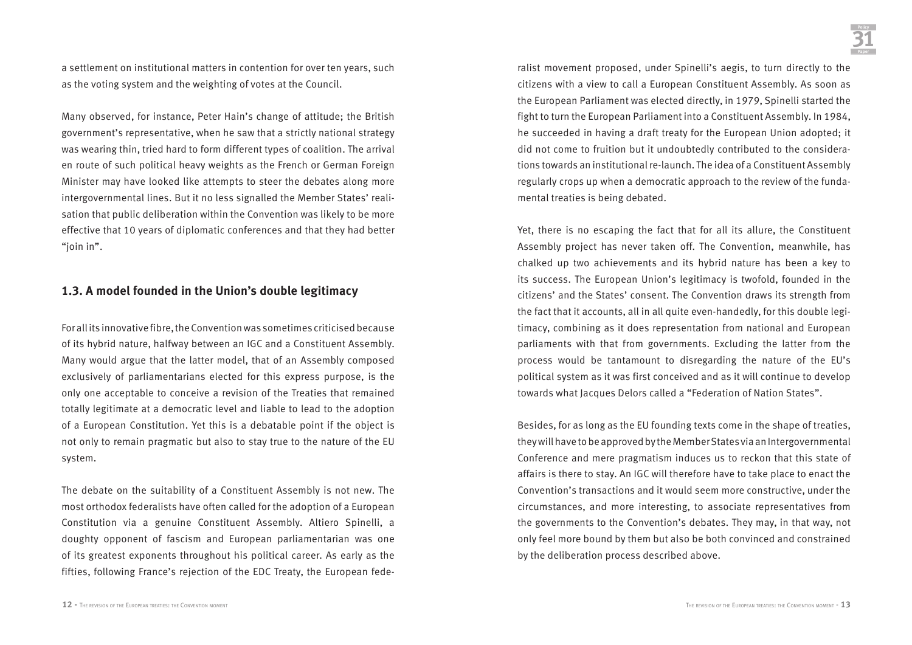a settlement on institutional matters in contention for over ten years, such as the voting system and the weighting of votes at the Council.

Many observed, for instance, Peter Hain's change of attitude; the British government's representative, when he saw that a strictly national strategy was wearing thin, tried hard to form different types of coalition. The arrival en route of such political heavy weights as the French or German Foreign Minister may have looked like attempts to steer the debates along more intergovernmental lines. But it no less signalled the Member States' realisation that public deliberation within the Convention was likely to be more effective that 10 years of diplomatic conferences and that they had better "join in".

## 1.3. A model founded in the Union's double legitimacy

For all its innovative fibre, the Convention was sometimes criticised because of its hybrid nature, halfway between an IGC and a Constituent Assembly. Many would argue that the latter model, that of an Assembly composed exclusively of parliamentarians elected for this express purpose, is the only one acceptable to conceive a revision of the Treaties that remained totally legitimate at a democratic level and liable to lead to the adoption of a European Constitution. Yet this is a debatable point if the object is not only to remain pragmatic but also to stay true to the nature of the EU system.

The debate on the suitability of a Constituent Assembly is not new. The most orthodox federalists have often called for the adoption of a European Constitution via a genuine Constituent Assembly. Altiero Spinelli, a doughty opponent of fascism and European parliamentarian was one of its greatest exponents throughout his political career. As early as the fifties, following France's rejection of the EDC Treaty, the European federalist movement proposed, under Spinelli's aegis, to turn directly to the citizens with a view to call a European Constituent Assembly. As soon as the European Parliament was elected directly, in 1979, Spinelli started the fight to turn the European Parliament into a Constituent Assembly. In 1984, he succeeded in having a draft treaty for the European Union adopted; it did not come to fruition but it undoubtedly contributed to the considerations towards an institutional re-launch. The idea of a Constituent Assembly regularly crops up when a democratic approach to the review of the fundamental treaties is being debated.

Yet, there is no escaping the fact that for all its allure, the Constituent Assembly project has never taken off. The Convention, meanwhile, has chalked up two achievements and its hybrid nature has been a key to its success. The European Union's legitimacy is twofold, founded in the citizens' and the States' consent. The Convention draws its strength from the fact that it accounts, all in all quite even-handedly, for this double legitimacy, combining as it does representation from national and European parliaments with that from governments. Excluding the latter from the process would be tantamount to disregarding the nature of the EU's political system as it was first conceived and as it will continue to develop towards what Jacques Delors called a "Federation of Nation States".

Besides, for as long as the EU founding texts come in the shape of treaties, they will have to be approved by the Member States via an Intergovernmental Conference and mere pragmatism induces us to reckon that this state of affairs is there to stay. An IGC will therefore have to take place to enact the Convention's transactions and it would seem more constructive, under the circumstances, and more interesting, to associate representatives from the governments to the Convention's debates. They may, in that way, not only feel more bound by them but also be both convinced and constrained by the deliberation process described above.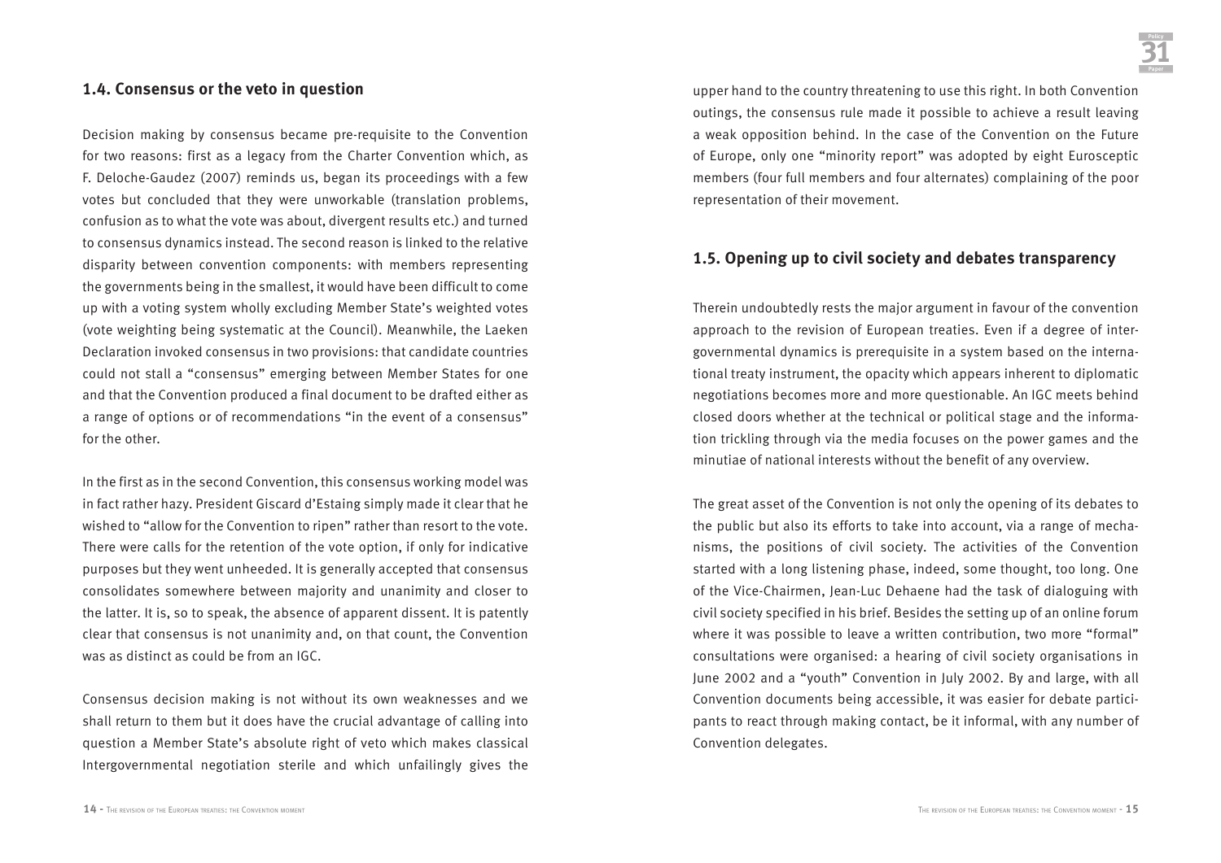## 1.4. Consensus or the veto in question

Decision making by consensus became pre-requisite to the Convention for two reasons: first as a legacy from the Charter Convention which, as F. Deloche-Gaudez (2007) reminds us, began its proceedings with a few votes but concluded that they were unworkable (translation problems, confusion as to what the vote was about, divergent results etc.) and turned to consensus dynamics instead. The second reason is linked to the relative disparity between convention components: with members representing the governments being in the smallest, it would have been difficult to come up with a voting system wholly excluding Member State's weighted votes (vote weighting being systematic at the Council). Meanwhile, the Laeken Declaration invoked consensus in two provisions: that candidate countries could not stall a "consensus" emerging between Member States for one and that the Convention produced a final document to be drafted either as a range of options or of recommendations "in the event of a consensus" for the other.

In the first as in the second Convention, this consensus working model was in fact rather hazy. President Giscard d'Estaing simply made it clear that he wished to "allow for the Convention to ripen" rather than resort to the vote. There were calls for the retention of the vote option, if only for indicative purposes but they went unheeded. It is generally accepted that consensus consolidates somewhere between majority and unanimity and closer to the latter. It is, so to speak, the absence of apparent dissent. It is patently clear that consensus is not unanimity and, on that count, the Convention was as distinct as could be from an IGC.

Consensus decision making is not without its own weaknesses and we shall return to them but it does have the crucial advantage of calling into question a Member State's absolute right of veto which makes classical Intergovernmental negotiation sterile and which unfailingly gives the upper hand to the country threatening to use this right. In both Convention outings, the consensus rule made it possible to achieve a result leaving a weak opposition behind. In the case of the Convention on the Future of Europe, only one "minority report" was adopted by eight Eurosceptic members (four full members and four alternates) complaining of the poor representation of their movement.

## 1.5. Opening up to civil society and debates transparency

Therein undoubtedly rests the major argument in favour of the convention approach to the revision of European treaties. Even if a degree of intergovernmental dynamics is prerequisite in a system based on the international treaty instrument, the opacity which appears inherent to diplomatic negotiations becomes more and more questionable. An IGC meets behind closed doors whether at the technical or political stage and the information trickling through via the media focuses on the power games and the minutiae of national interests without the benefit of any overview.

The great asset of the Convention is not only the opening of its debates to the public but also its efforts to take into account, via a range of mechanisms, the positions of civil society. The activities of the Convention started with a long listening phase, indeed, some thought, too long. One of the Vice-Chairmen, Jean-Luc Dehaene had the task of dialoguing with civil society specified in his brief. Besides the setting up of an online forum where it was possible to leave a written contribution, two more "formal" consultations were organised: a hearing of civil society organisations in June 2002 and a "youth" Convention in July 2002. By and large, with all Convention documents being accessible, it was easier for debate participants to react through making contact, be it informal, with any number of Convention delegates.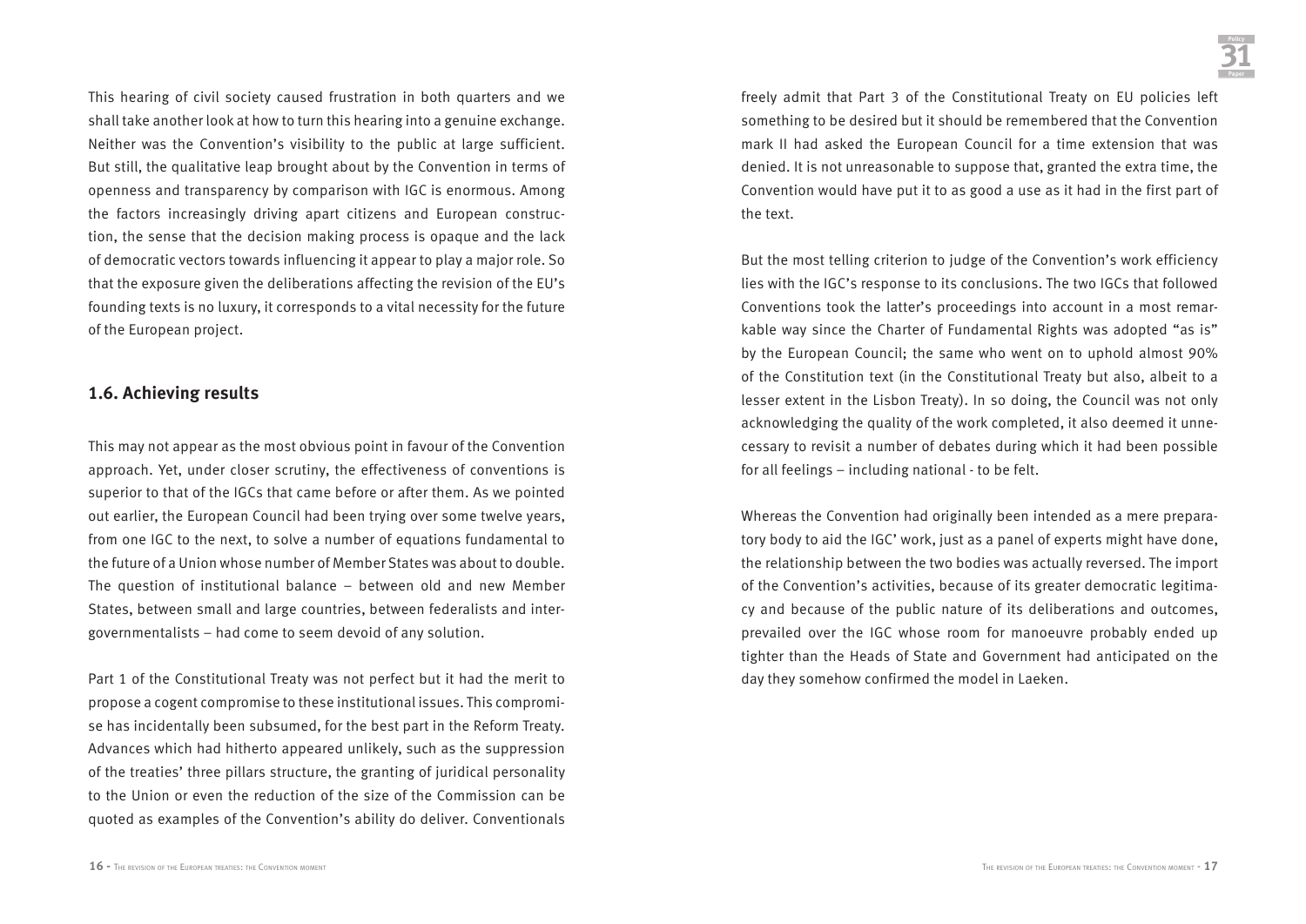This hearing of civil society caused frustration in both quarters and we shall take another look at how to turn this hearing into a genuine exchange. Neither was the Convention's visibility to the public at large sufficient. But still, the qualitative leap brought about by the Convention in terms of openness and transparency by comparison with IGC is enormous. Among the factors increasingly driving apart citizens and European construction, the sense that the decision making process is opaque and the lack of democratic vectors towards influencing it appear to play a major role. So that the exposure given the deliberations affecting the revision of the EU's founding texts is no luxury, it corresponds to a vital necessity for the future of the European project.

## 1.6. Achieving results

This may not appear as the most obvious point in favour of the Convention approach. Yet, under closer scrutiny, the effectiveness of conventions is superior to that of the IGCs that came before or after them. As we pointed out earlier, the European Council had been trying over some twelve years, from one IGC to the next, to solve a number of equations fundamental to the future of a Union whose number of Member States was about to double. The question of institutional balance – between old and new Member States, between small and large countries, between federalists and intergovernmentalists – had come to seem devoid of any solution.

Part 1 of the Constitutional Treaty was not perfect but it had the merit to propose a cogent compromise to these institutional issues. This compromise has incidentally been subsumed, for the best part in the Reform Treaty. Advances which had hitherto appeared unlikely, such as the suppression of the treaties' three pillars structure, the granting of juridical personality to the Union or even the reduction of the size of the Commission can be quoted as examples of the Convention's ability do deliver. Conventionals freely admit that Part 3 of the Constitutional Treaty on EU policies left something to be desired but it should be remembered that the Convention mark II had asked the European Council for a time extension that was denied. It is not unreasonable to suppose that, granted the extra time, the Convention would have put it to as good a use as it had in the first part of the text.

But the most telling criterion to judge of the Convention's work efficiency lies with the IGC's response to its conclusions. The two IGCs that followed Conventions took the latter's proceedings into account in a most remarkable way since the Charter of Fundamental Rights was adopted "as is" by the European Council; the same who went on to uphold almost 90% of the Constitution text (in the Constitutional Treaty but also, albeit to a lesser extent in the Lisbon Treaty). In so doing, the Council was not only acknowledging the quality of the work completed, it also deemed it unnecessary to revisit a number of debates during which it had been possible for all feelings – including national - to be felt.

Whereas the Convention had originally been intended as a mere preparatory body to aid the IGC' work, just as a panel of experts might have done, the relationship between the two bodies was actually reversed. The import of the Convention's activities, because of its greater democratic legitimacy and because of the public nature of its deliberations and outcomes, prevailed over the IGC whose room for manoeuvre probably ended up tighter than the Heads of State and Government had anticipated on the day they somehow confirmed the model in Laeken.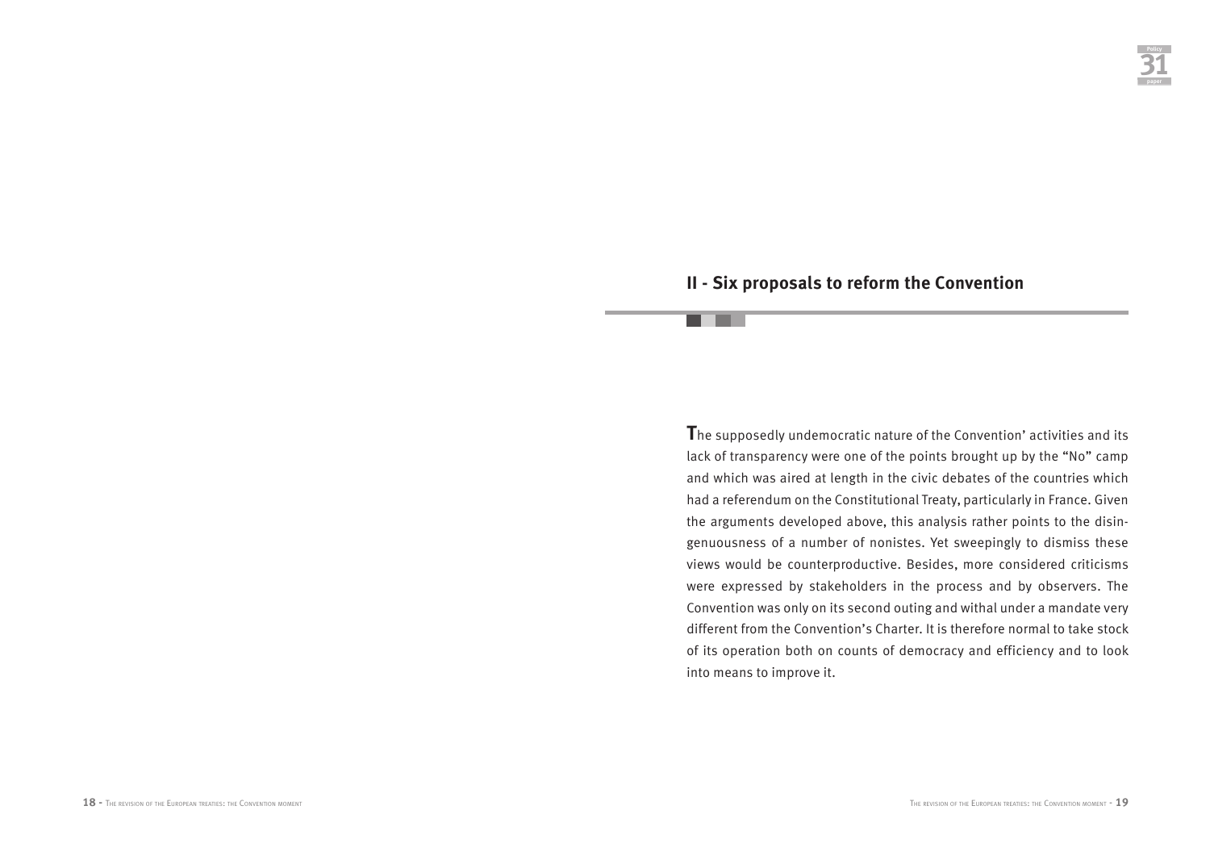## II - Six proposals to reform the Convention

The supposedly undemocratic nature of the Convention' activities and its lack of transparency were one of the points brought up by the "No" camp and which was aired at length in the civic debates of the countries which had a referendum on the Constitutional Treaty, particularly in France. Given the arguments developed above, this analysis rather points to the disingenuousness of a number of nonistes. Yet sweepingly to dismiss these views would be counterproductive. Besides, more considered criticisms were expressed by stakeholders in the process and by observers. The Convention was only on its second outing and withal under a mandate very different from the Convention's Charter. It is therefore normal to take stock of its operation both on counts of democracy and efficiency and to look into means to improve it.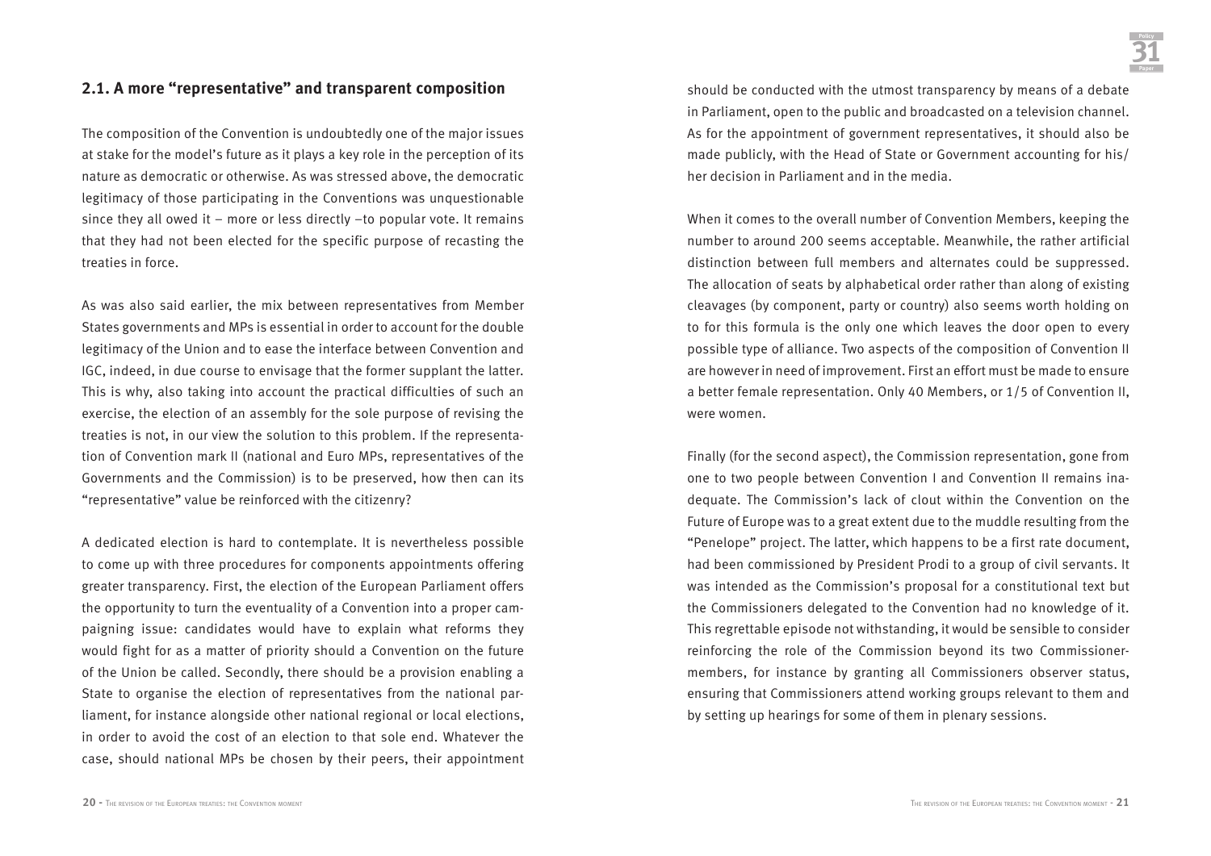## 2.1. A more "representative" and transparent composition

The composition of the Convention is undoubtedly one of the major issues at stake for the model's future as it plays a key role in the perception of its nature as democratic or otherwise. As was stressed above, the democratic legitimacy of those participating in the Conventions was unquestionable since they all owed it – more or less directly –to popular vote. It remains that they had not been elected for the specific purpose of recasting the treaties in force.

As was also said earlier, the mix between representatives from Member States governments and MPs is essential in order to account for the double legitimacy of the Union and to ease the interface between Convention and IGC, indeed, in due course to envisage that the former supplant the latter. This is why, also taking into account the practical difficulties of such an exercise, the election of an assembly for the sole purpose of revising the treaties is not, in our view the solution to this problem. If the representation of Convention mark II (national and Euro MPs, representatives of the Governments and the Commission) is to be preserved, how then can its "representative" value be reinforced with the citizenry?

A dedicated election is hard to contemplate. It is nevertheless possible to come up with three procedures for components appointments offering greater transparency. First, the election of the European Parliament offers the opportunity to turn the eventuality of a Convention into a proper campaigning issue: candidates would have to explain what reforms they would fight for as a matter of priority should a Convention on the future of the Union be called. Secondly, there should be a provision enabling a State to organise the election of representatives from the national parliament, for instance alongside other national regional or local elections, in order to avoid the cost of an election to that sole end. Whatever the case, should national MPs be chosen by their peers, their appointment should be conducted with the utmost transparency by means of a debate in Parliament, open to the public and broadcasted on a television channel. As for the appointment of government representatives, it should also be made publicly, with the Head of State or Government accounting for his/her decision in Parliament and in the media.

When it comes to the overall number of Convention Members, keeping the number to around 200 seems acceptable. Meanwhile, the rather artificial distinction between full members and alternates could be suppressed. The allocation of seats by alphabetical order rather than along of existing cleavages (by component, party or country) also seems worth holding on to for this formula is the only one which leaves the door open to every possible type of alliance. Two aspects of the composition of Convention II are however in need of improvement. First an effort must be made to ensure a better female representation. Only 40 Members, or 1/5 of Convention II, were women.

Finally (for the second aspect), the Commission representation, gone from one to two people between Convention I and Convention II remains inadequate. The Commission's lack of clout within the Convention on the Future of Europe was to a great extent due to the muddle resulting from the "Penelope" project. The latter, which happens to be a first rate document, had been commissioned by President Prodi to a group of civil servants. It was intended as the Commission's proposal for a constitutional text but the Commissioners delegated to the Convention had no knowledge of it. This regrettable episode not withstanding, it would be sensible to consider reinforcing the role of the Commission beyond its two Commissioner-members, for instance by granting all Commissioners observer status, ensuring that Commissioners attend working groups relevant to them and by setting up hearings for some of them in plenary sessions.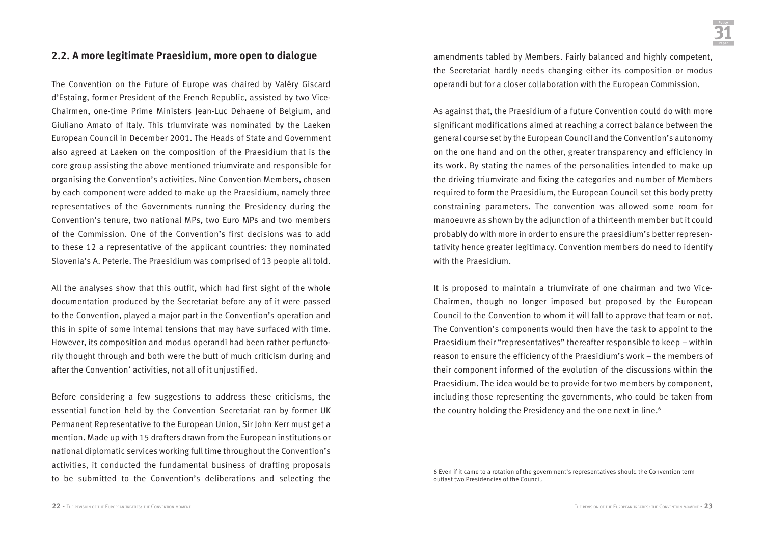## 2.2. A more legitimate Praesidium, more open to dialogue

The Convention on the Future of Europe was chaired by Valéry Giscard d'Estaing, former President of the French Republic, assisted by two Vice-Chairmen, one-time Prime Ministers Jean-Luc Dehaene of Belgium, and Giuliano Amato of Italy. This triumvirate was nominated by the Laeken European Council in December 2001. The Heads of State and Government also agreed at Laeken on the composition of the Praesidium that is the core group assisting the above mentioned triumvirate and responsible for organising the Convention's activities. Nine Convention Members, chosen by each component were added to make up the Praesidium, namely three representatives of the Governments running the Presidency during the Convention's tenure, two national MPs, two Euro MPs and two members of the Commission. One of the Convention's first decisions was to add to these 12 a representative of the applicant countries: they nominated Slovenia's A. Peterle. The Praesidium was comprised of 13 people all told.

All the analyses show that this outfit, which had first sight of the whole documentation produced by the Secretariat before any of it were passed to the Convention, played a major part in the Convention's operation and this in spite of some internal tensions that may have surfaced with time. However, its composition and modus operandi had been rather perfunctorily thought through and both were the butt of much criticism during and after the Convention' activities, not all of it unjustified.

Before considering a few suggestions to address these criticisms, the essential function held by the Convention Secretariat ran by former UK Permanent Representative to the European Union, Sir John Kerr must get a mention. Made up with 15 drafters drawn from the European institutions or national diplomatic services working full time throughout the Convention's activities, it conducted the fundamental business of drafting proposals to be submitted to the Convention's deliberations and selecting the amendments tabled by Members. Fairly balanced and highly competent, the Secretariat hardly needs changing either its composition or modus operandi but for a closer collaboration with the European Commission.

As against that, the Praesidium of a future Convention could do with more significant modifications aimed at reaching a correct balance between the general course set by the European Council and the Convention's autonomy on the one hand and on the other, greater transparency and efficiency in its work. By stating the names of the personalities intended to make up the driving triumvirate and fixing the categories and number of Members required to form the Praesidium, the European Council set this body pretty constraining parameters. The convention was allowed some room for manoeuvre as shown by the adjunction of a thirteenth member but it could probably do with more in order to ensure the praesidium's better representativity hence greater legitimacy. Convention members do need to identify with the Praesidium.

It is proposed to maintain a triumvirate of one chairman and two Vice-Chairmen, though no longer imposed but proposed by the European Council to the Convention to whom it will fall to approve that team or not. The Convention's components would then have the task to appoint to the Praesidium their "representatives" thereafter responsible to keep – within reason to ensure the efficiency of the Praesidium's work – the members of their component informed of the evolution of the discussions within the Praesidium. The idea would be to provide for two members by component, including those representing the governments, who could be taken from the country holding the Presidency and the one next in line.[6]

6 Even if it came to a rotation of the government's representatives should the Convention term outlast two Presidencies of the Council.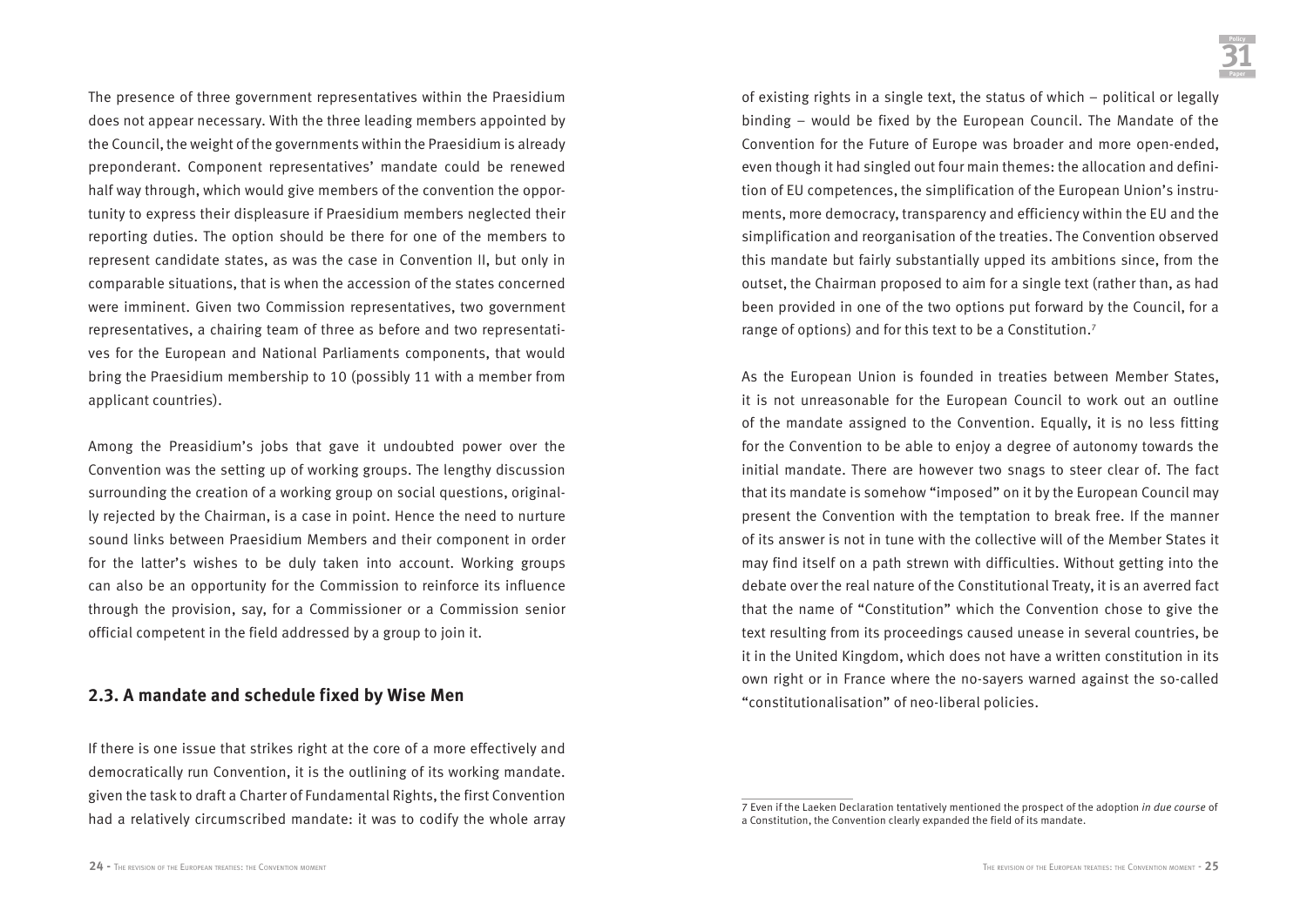The presence of three government representatives within the Praesidium does not appear necessary. With the three leading members appointed by the Council, the weight of the governments within the Praesidium is already preponderant. Component representatives' mandate could be renewed half way through, which would give members of the convention the opportunity to express their displeasure if Praesidium members neglected their reporting duties. The option should be there for one of the members to represent candidate states, as was the case in Convention II, but only in comparable situations, that is when the accession of the states concerned were imminent. Given two Commission representatives, two government representatives, a chairing team of three as before and two representatives for the European and National Parliaments components, that would bring the Praesidium membership to 10 (possibly 11 with a member from applicant countries).

Among the Preasidium's jobs that gave it undoubted power over the Convention was the setting up of working groups. The lengthy discussion surrounding the creation of a working group on social questions, originally rejected by the Chairman, is a case in point. Hence the need to nurture sound links between Praesidium Members and their component in order for the latter's wishes to be duly taken into account. Working groups can also be an opportunity for the Commission to reinforce its influence through the provision, say, for a Commissioner or a Commission senior official competent in the field addressed by a group to join it.

## 2.3. A mandate and schedule fixed by Wise Men

If there is one issue that strikes right at the core of a more effectively and democratically run Convention, it is the outlining of its working mandate. given the task to draft a Charter of Fundamental Rights, the first Convention had a relatively circumscribed mandate: it was to codify the whole array of existing rights in a single text, the status of which – political or legally binding – would be fixed by the European Council. The Mandate of the Convention for the Future of Europe was broader and more open-ended, even though it had singled out four main themes: the allocation and definition of EU competences, the simplification of the European Union's instruments, more democracy, transparency and efficiency within the EU and the simplification and reorganisation of the treaties. The Convention observed this mandate but fairly substantially upped its ambitions since, from the outset, the Chairman proposed to aim for a single text (rather than, as had been provided in one of the two options put forward by the Council, for a range of options) and for this text to be a Constitution.[7]

As the European Union is founded in treaties between Member States, it is not unreasonable for the European Council to work out an outline of the mandate assigned to the Convention. Equally, it is no less fitting for the Convention to be able to enjoy a degree of autonomy towards the initial mandate. There are however two snags to steer clear of. The fact that its mandate is somehow "imposed" on it by the European Council may present the Convention with the temptation to break free. If the manner of its answer is not in tune with the collective will of the Member States it may find itself on a path strewn with difficulties. Without getting into the debate over the real nature of the Constitutional Treaty, it is an averred fact that the name of "Constitution" which the Convention chose to give the text resulting from its proceedings caused unease in several countries, be it in the United Kingdom, which does not have a written constitution in its own right or in France where the no-sayers warned against the so-called "constitutionalisation" of neo-liberal policies.

7 Even if the Laeken Declaration tentatively mentioned the prospect of the adoption *in due course* of a Constitution, the Convention clearly expanded the field of its mandate.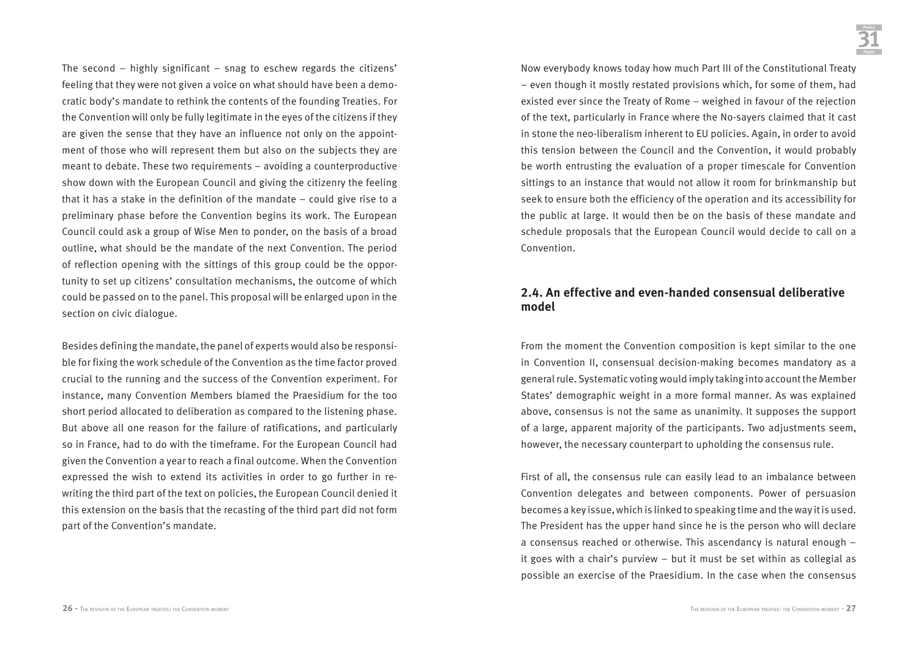The second – highly significant – snag to eschew regards the citizens' feeling that they were not given a voice on what should have been a democratic body's mandate to rethink the contents of the founding Treaties. For the Convention will only be fully legitimate in the eyes of the citizens if they are given the sense that they have an influence not only on the appointment of those who will represent them but also on the subjects they are meant to debate. These two requirements – avoiding a counterproductive show down with the European Council and giving the citizenry the feeling that it has a stake in the definition of the mandate – could give rise to a preliminary phase before the Convention begins its work. The European Council could ask a group of Wise Men to ponder, on the basis of a broad outline, what should be the mandate of the next Convention. The period of reflection opening with the sittings of this group could be the opportunity to set up citizens' consultation mechanisms, the outcome of which could be passed on to the panel. This proposal will be enlarged upon in the section on civic dialogue.

Besides defining the mandate, the panel of experts would also be responsible for fixing the work schedule of the Convention as the time factor proved crucial to the running and the success of the Convention experiment. For instance, many Convention Members blamed the Praesidium for the too short period allocated to deliberation as compared to the listening phase. But above all one reason for the failure of ratifications, and particularly so in France, had to do with the timeframe. For the European Council had given the Convention a year to reach a final outcome. When the Convention expressed the wish to extend its activities in order to go further in rewriting the third part of the text on policies, the European Council denied it this extension on the basis that the recasting of the third part did not form part of the Convention's mandate.

Now everybody knows today how much Part III of the Constitutional Treaty – even though it mostly restated provisions which, for some of them, had existed ever since the Treaty of Rome – weighed in favour of the rejection of the text, particularly in France where the No-sayers claimed that it cast in stone the neo-liberalism inherent to EU policies. Again, in order to avoid this tension between the Council and the Convention, it would probably be worth entrusting the evaluation of a proper timescale for Convention sittings to an instance that would not allow it room for brinkmanship but seek to ensure both the efficiency of the operation and its accessibility for the public at large. It would then be on the basis of these mandate and schedule proposals that the European Council would decide to call on a Convention.

## 2.4. An effective and even-handed consensual deliberative model

From the moment the Convention composition is kept similar to the one in Convention II, consensual decision-making becomes mandatory as a general rule. Systematic voting would imply taking into account the Member States' demographic weight in a more formal manner. As was explained above, consensus is not the same as unanimity. It supposes the support of a large, apparent majority of the participants. Two adjustments seem, however, the necessary counterpart to upholding the consensus rule.

First of all, the consensus rule can easily lead to an imbalance between Convention delegates and between components. Power of persuasion becomes a key issue, which is linked to speaking time and the way it is used. The President has the upper hand since he is the person who will declare a consensus reached or otherwise. This ascendancy is natural enough – it goes with a chair's purview – but it must be set within as collegial as possible an exercise of the Praesidium. In the case when the consensus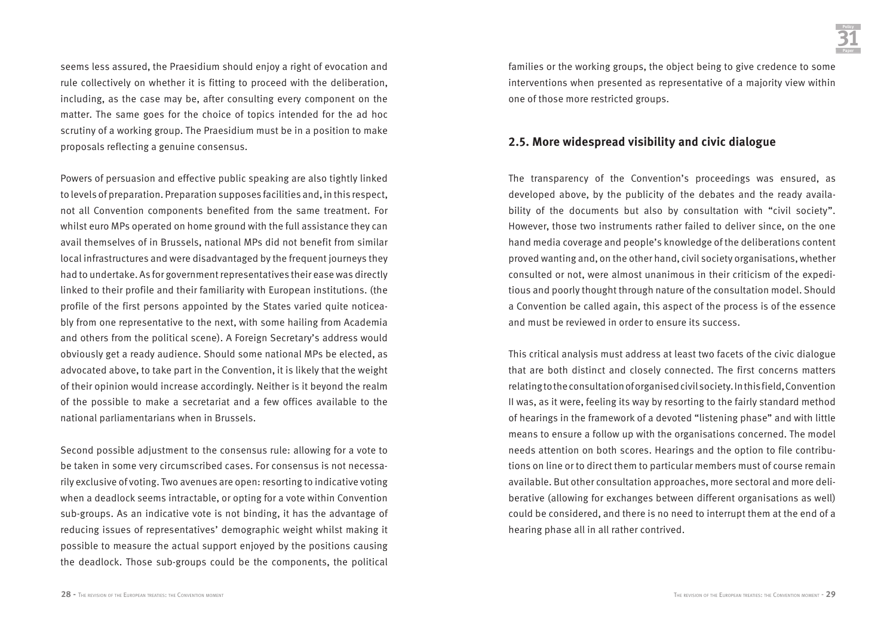seems less assured, the Praesidium should enjoy a right of evocation and rule collectively on whether it is fitting to proceed with the deliberation, including, as the case may be, after consulting every component on the matter. The same goes for the choice of topics intended for the ad hoc scrutiny of a working group. The Praesidium must be in a position to make proposals reflecting a genuine consensus.

Powers of persuasion and effective public speaking are also tightly linked to levels of preparation. Preparation supposes facilities and, in this respect, not all Convention components benefited from the same treatment. For whilst euro MPs operated on home ground with the full assistance they can avail themselves of in Brussels, national MPs did not benefit from similar local infrastructures and were disadvantaged by the frequent journeys they had to undertake. As for government representatives their ease was directly linked to their profile and their familiarity with European institutions. (the profile of the first persons appointed by the States varied quite noticeably from one representative to the next, with some hailing from Academia and others from the political scene). A Foreign Secretary's address would obviously get a ready audience. Should some national MPs be elected, as advocated above, to take part in the Convention, it is likely that the weight of their opinion would increase accordingly. Neither is it beyond the realm of the possible to make a secretariat and a few offices available to the national parliamentarians when in Brussels.

Second possible adjustment to the consensus rule: allowing for a vote to be taken in some very circumscribed cases. For consensus is not necessarily exclusive of voting. Two avenues are open: resorting to indicative voting when a deadlock seems intractable, or opting for a vote within Convention sub-groups. As an indicative vote is not binding, it has the advantage of reducing issues of representatives' demographic weight whilst making it possible to measure the actual support enjoyed by the positions causing the deadlock. Those sub-groups could be the components, the political families or the working groups, the object being to give credence to some interventions when presented as representative of a majority view within one of those more restricted groups.

## 2.5. More widespread visibility and civic dialogue

The transparency of the Convention's proceedings was ensured, as developed above, by the publicity of the debates and the ready availability of the documents but also by consultation with "civil society". However, those two instruments rather failed to deliver since, on the one hand media coverage and people's knowledge of the deliberations content proved wanting and, on the other hand, civil society organisations, whether consulted or not, were almost unanimous in their criticism of the expeditious and poorly thought through nature of the consultation model. Should a Convention be called again, this aspect of the process is of the essence and must be reviewed in order to ensure its success.

This critical analysis must address at least two facets of the civic dialogue that are both distinct and closely connected. The first concerns matters relating to the consultation of organised civil society. In this field, Convention II was, as it were, feeling its way by resorting to the fairly standard method of hearings in the framework of a devoted "listening phase" and with little means to ensure a follow up with the organisations concerned. The model needs attention on both scores. Hearings and the option to file contributions on line or to direct them to particular members must of course remain available. But other consultation approaches, more sectoral and more deliberative (allowing for exchanges between different organisations as well) could be considered, and there is no need to interrupt them at the end of a hearing phase all in all rather contrived.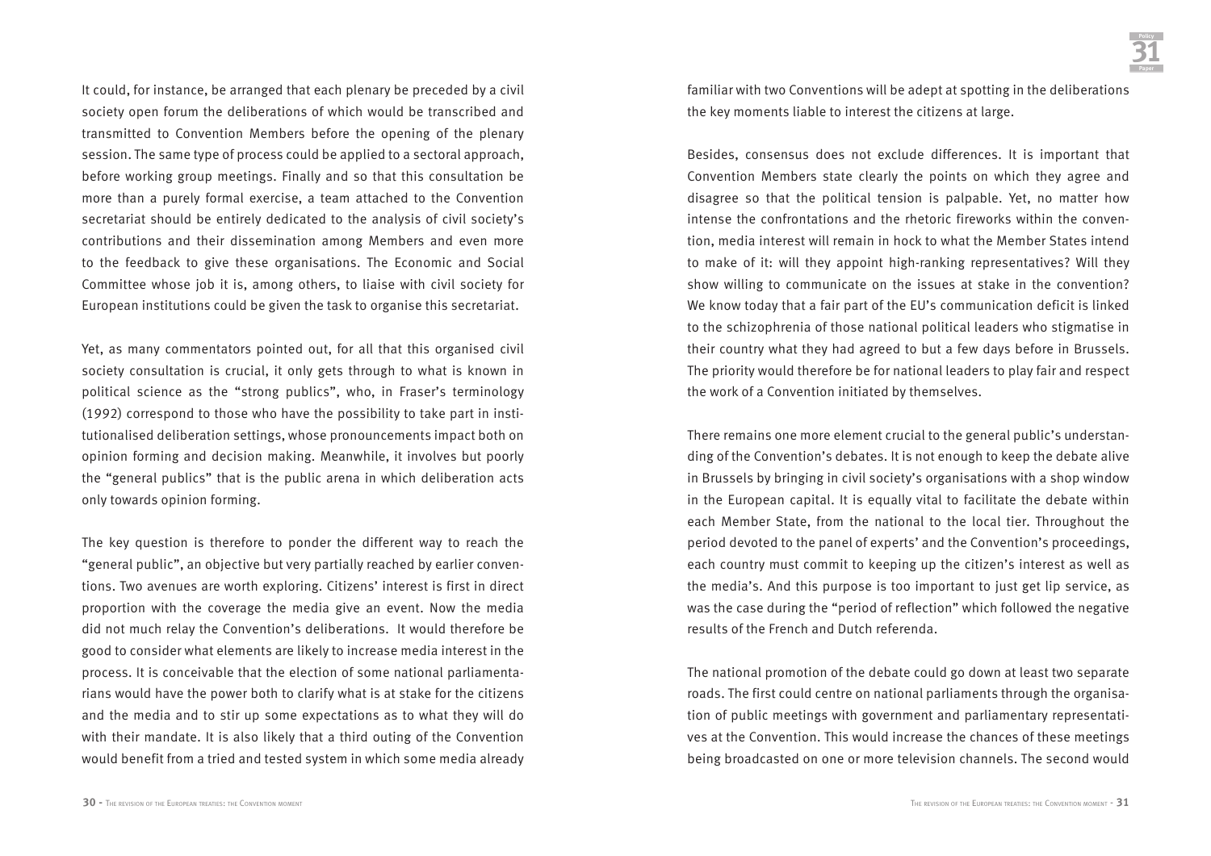It could, for instance, be arranged that each plenary be preceded by a civil society open forum the deliberations of which would be transcribed and transmitted to Convention Members before the opening of the plenary session. The same type of process could be applied to a sectoral approach, before working group meetings. Finally and so that this consultation be more than a purely formal exercise, a team attached to the Convention secretariat should be entirely dedicated to the analysis of civil society's contributions and their dissemination among Members and even more to the feedback to give these organisations. The Economic and Social Committee whose job it is, among others, to liaise with civil society for European institutions could be given the task to organise this secretariat.

Yet, as many commentators pointed out, for all that this organised civil society consultation is crucial, it only gets through to what is known in political science as the "strong publics", who, in Fraser's terminology (1992) correspond to those who have the possibility to take part in institutionalised deliberation settings, whose pronouncements impact both on opinion forming and decision making. Meanwhile, it involves but poorly the "general publics" that is the public arena in which deliberation acts only towards opinion forming.

The key question is therefore to ponder the different way to reach the "general public", an objective but very partially reached by earlier conventions. Two avenues are worth exploring. Citizens' interest is first in direct proportion with the coverage the media give an event. Now the media did not much relay the Convention's deliberations. It would therefore be good to consider what elements are likely to increase media interest in the process. It is conceivable that the election of some national parliamentarians would have the power both to clarify what is at stake for the citizens and the media and to stir up some expectations as to what they will do with their mandate. It is also likely that a third outing of the Convention would benefit from a tried and tested system in which some media already familiar with two Conventions will be adept at spotting in the deliberations the key moments liable to interest the citizens at large.

Besides, consensus does not exclude differences. It is important that Convention Members state clearly the points on which they agree and disagree so that the political tension is palpable. Yet, no matter how intense the confrontations and the rhetoric fireworks within the convention, media interest will remain in hock to what the Member States intend to make of it: will they appoint high-ranking representatives? Will they show willing to communicate on the issues at stake in the convention? We know today that a fair part of the EU's communication deficit is linked to the schizophrenia of those national political leaders who stigmatise in their country what they had agreed to but a few days before in Brussels. The priority would therefore be for national leaders to play fair and respect the work of a Convention initiated by themselves.

There remains one more element crucial to the general public's understanding of the Convention's debates. It is not enough to keep the debate alive in Brussels by bringing in civil society's organisations with a shop window in the European capital. It is equally vital to facilitate the debate within each Member State, from the national to the local tier. Throughout the period devoted to the panel of experts' and the Convention's proceedings, each country must commit to keeping up the citizen's interest as well as the media's. And this purpose is too important to just get lip service, as was the case during the "period of reflection" which followed the negative results of the French and Dutch referenda.

The national promotion of the debate could go down at least two separate roads. The first could centre on national parliaments through the organisation of public meetings with government and parliamentary representatives at the Convention. This would increase the chances of these meetings being broadcasted on one or more television channels. The second would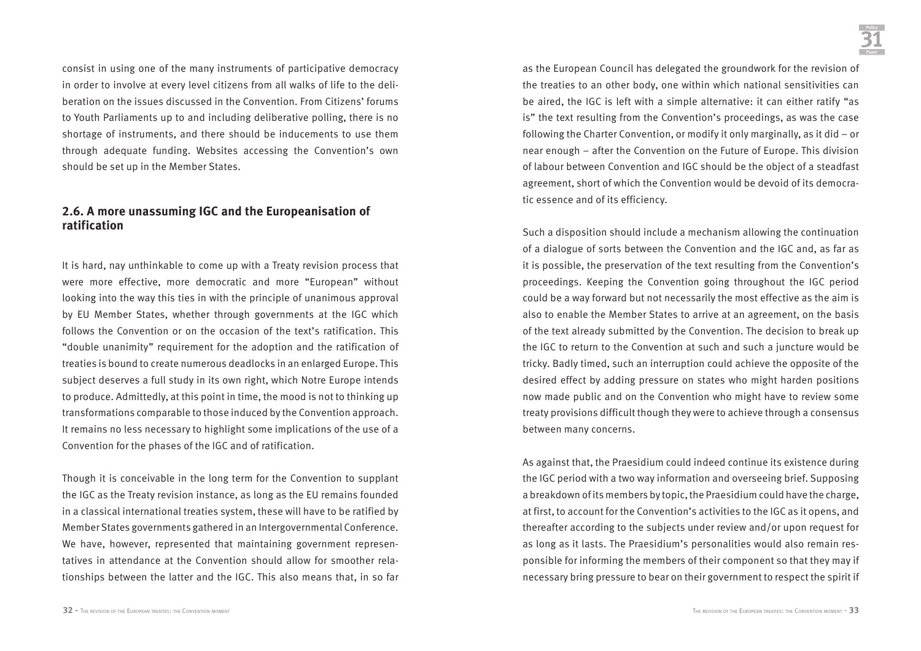consist in using one of the many instruments of participative democracy in order to involve at every level citizens from all walks of life to the deliberation on the issues discussed in the Convention. From Citizens' forums to Youth Parliaments up to and including deliberative polling, there is no shortage of instruments, and there should be inducements to use them through adequate funding. Websites accessing the Convention's own should be set up in the Member States.

## 2.6. A more unassuming IGC and the Europeanisation of ratification

It is hard, nay unthinkable to come up with a Treaty revision process that were more effective, more democratic and more "European" without looking into the way this ties in with the principle of unanimous approval by EU Member States, whether through governments at the IGC which follows the Convention or on the occasion of the text's ratification. This "double unanimity" requirement for the adoption and the ratification of treaties is bound to create numerous deadlocks in an enlarged Europe. This subject deserves a full study in its own right, which Notre Europe intends to produce. Admittedly, at this point in time, the mood is not to thinking up transformations comparable to those induced by the Convention approach. It remains no less necessary to highlight some implications of the use of a Convention for the phases of the IGC and of ratification.

Though it is conceivable in the long term for the Convention to supplant the IGC as the Treaty revision instance, as long as the EU remains founded in a classical international treaties system, these will have to be ratified by Member States governments gathered in an Intergovernmental Conference. We have, however, represented that maintaining government representatives in attendance at the Convention should allow for smoother relationships between the latter and the IGC. This also means that, in so far as the European Council has delegated the groundwork for the revision of the treaties to an other body, one within which national sensitivities can be aired, the IGC is left with a simple alternative: it can either ratify "as is" the text resulting from the Convention's proceedings, as was the case following the Charter Convention, or modify it only marginally, as it did – or near enough – after the Convention on the Future of Europe. This division of labour between Convention and IGC should be the object of a steadfast agreement, short of which the Convention would be devoid of its democratic essence and of its efficiency.

Such a disposition should include a mechanism allowing the continuation of a dialogue of sorts between the Convention and the IGC and, as far as it is possible, the preservation of the text resulting from the Convention's proceedings. Keeping the Convention going throughout the IGC period could be a way forward but not necessarily the most effective as the aim is also to enable the Member States to arrive at an agreement, on the basis of the text already submitted by the Convention. The decision to break up the IGC to return to the Convention at such and such a juncture would be tricky. Badly timed, such an interruption could achieve the opposite of the desired effect by adding pressure on states who might harden positions now made public and on the Convention who might have to review some treaty provisions difficult though they were to achieve through a consensus between many concerns.

As against that, the Praesidium could indeed continue its existence during the IGC period with a two way information and overseeing brief. Supposing a breakdown of its members by topic, the Praesidium could have the charge, at first, to account for the Convention's activities to the IGC as it opens, and thereafter according to the subjects under review and/or upon request for as long as it lasts. The Praesidium's personalities would also remain responsible for informing the members of their component so that they may if necessary bring pressure to bear on their government to respect the spirit if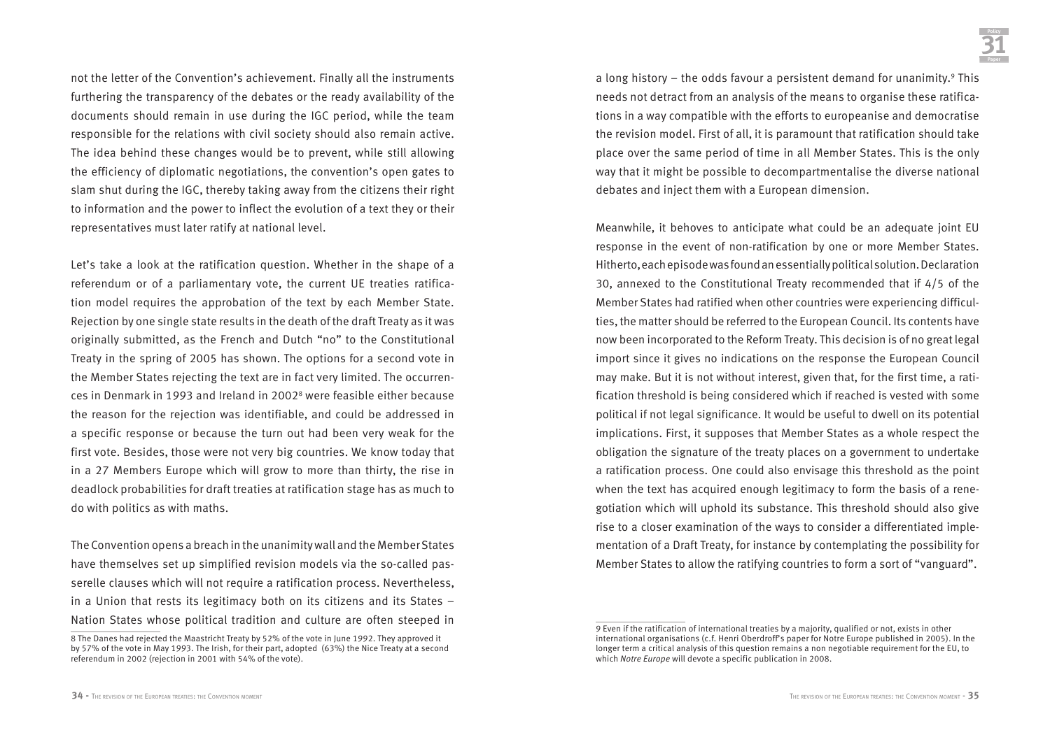not the letter of the Convention's achievement. Finally all the instruments furthering the transparency of the debates or the ready availability of the documents should remain in use during the IGC period, while the team responsible for the relations with civil society should also remain active. The idea behind these changes would be to prevent, while still allowing the efficiency of diplomatic negotiations, the convention's open gates to slam shut during the IGC, thereby taking away from the citizens their right to information and the power to inflect the evolution of a text they or their representatives must later ratify at national level.

Let's take a look at the ratification question. Whether in the shape of a referendum or of a parliamentary vote, the current UE treaties ratification model requires the approbation of the text by each Member State. Rejection by one single state results in the death of the draft Treaty as it was originally submitted, as the French and Dutch "no" to the Constitutional Treaty in the spring of 2005 has shown. The options for a second vote in the Member States rejecting the text are in fact very limited. The occurrences in Denmark in 1993 and Ireland in 2002[8] were feasible either because the reason for the rejection was identifiable, and could be addressed in a specific response or because the turn out had been very weak for the first vote. Besides, those were not very big countries. We know today that in a 27 Members Europe which will grow to more than thirty, the rise in deadlock probabilities for draft treaties at ratification stage has as much to do with politics as with maths.

The Convention opens a breach in the unanimity wall and the Member States have themselves set up simplified revision models via the so-called passerelle clauses which will not require a ratification process. Nevertheless, in a Union that rests its legitimacy both on its citizens and its States – Nation States whose political tradition and culture are often steeped in a long history – the odds favour a persistent demand for unanimity.[9] This needs not detract from an analysis of the means to organise these ratifications in a way compatible with the efforts to europeanise and democratise the revision model. First of all, it is paramount that ratification should take place over the same period of time in all Member States. This is the only way that it might be possible to decompartmentalise the diverse national debates and inject them with a European dimension.

Meanwhile, it behoves to anticipate what could be an adequate joint EU response in the event of non-ratification by one or more Member States. Hitherto, each episode was found an essentially political solution. Declaration 30, annexed to the Constitutional Treaty recommended that if 4/5 of the Member States had ratified when other countries were experiencing difficulties, the matter should be referred to the European Council. Its contents have now been incorporated to the Reform Treaty. This decision is of no great legal import since it gives no indications on the response the European Council may make. But it is not without interest, given that, for the first time, a ratification threshold is being considered which if reached is vested with some political if not legal significance. It would be useful to dwell on its potential implications. First, it supposes that Member States as a whole respect the obligation the signature of the treaty places on a government to undertake a ratification process. One could also envisage this threshold as the point when the text has acquired enough legitimacy to form the basis of a renegotiation which will uphold its substance. This threshold should also give rise to a closer examination of the ways to consider a differentiated implementation of a Draft Treaty, for instance by contemplating the possibility for Member States to allow the ratifying countries to form a sort of "vanguard".

---

8 The Danes had rejected the Maastricht Treaty by 52% of the vote in June 1992. They approved it by 57% of the vote in May 1993. The Irish, for their part, adopted (63%) the Nice Treaty at a second referendum in 2002 (rejection in 2001 with 54% of the vote).

9 Even if the ratification of international treaties by a majority, qualified or not, exists in other international organisations (c.f. Henri Oberdroff's paper for Notre Europe published in 2005). In the longer term a critical analysis of this question remains a non negotiable requirement for the EU, to which *Notre Europe* will devote a specific publication in 2008.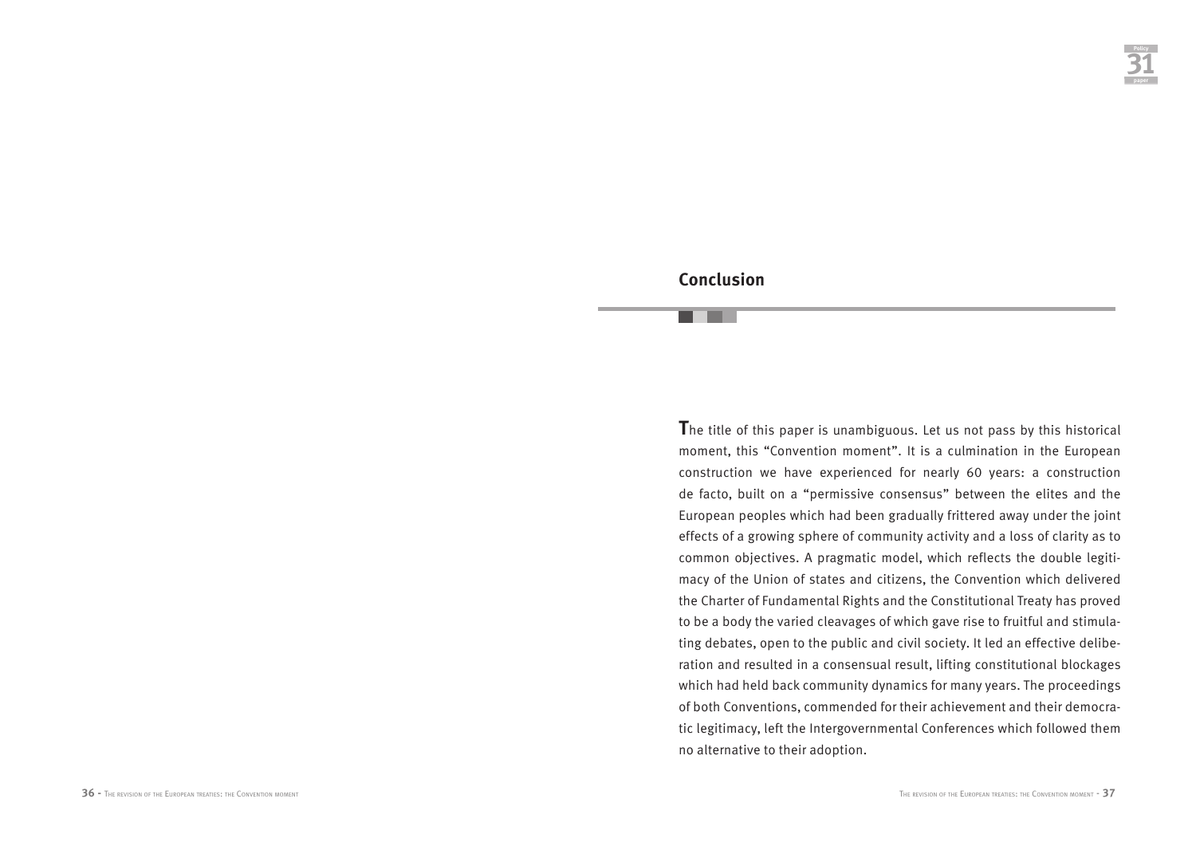## Conclusion

The title of this paper is unambiguous. Let us not pass by this historical moment, this "Convention moment". It is a culmination in the European construction we have experienced for nearly 60 years: a construction de facto, built on a "permissive consensus" between the elites and the European peoples which had been gradually frittered away under the joint effects of a growing sphere of community activity and a loss of clarity as to common objectives. A pragmatic model, which reflects the double legitimacy of the Union of states and citizens, the Convention which delivered the Charter of Fundamental Rights and the Constitutional Treaty has proved to be a body the varied cleavages of which gave rise to fruitful and stimulating debates, open to the public and civil society. It led an effective deliberation and resulted in a consensual result, lifting constitutional blockages which had held back community dynamics for many years. The proceedings of both Conventions, commended for their achievement and their democratic legitimacy, left the Intergovernmental Conferences which followed them no alternative to their adoption.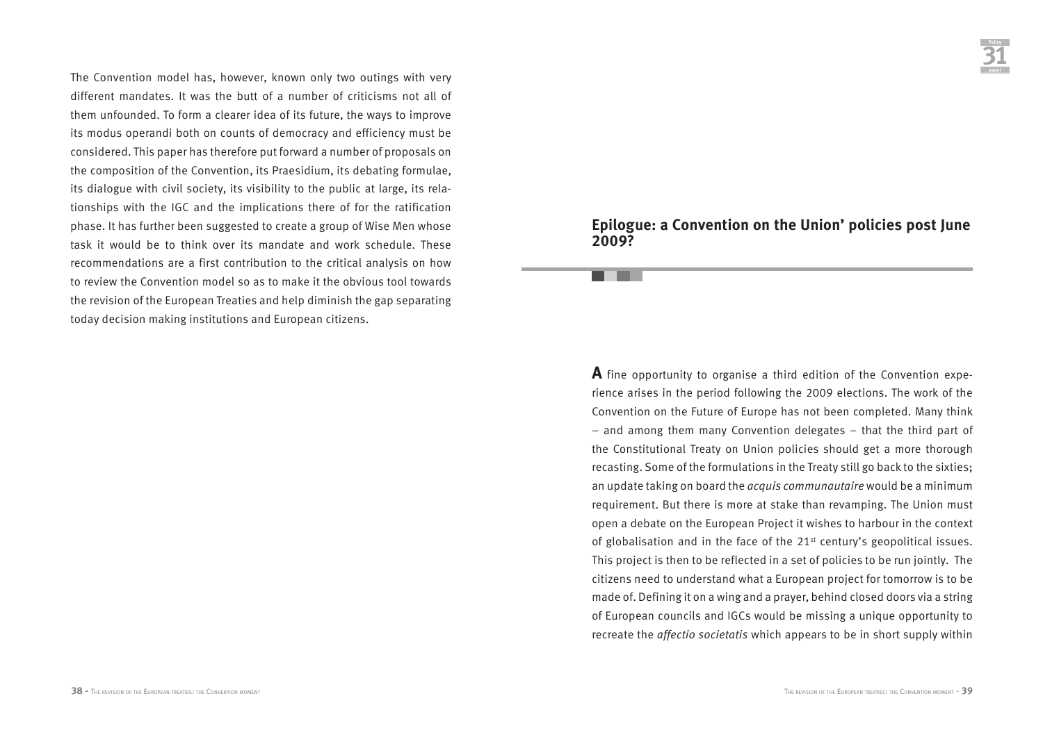The Convention model has, however, known only two outings with very different mandates. It was the butt of a number of criticisms not all of them unfounded. To form a clearer idea of its future, the ways to improve its modus operandi both on counts of democracy and efficiency must be considered. This paper has therefore put forward a number of proposals on the composition of the Convention, its Praesidium, its debating formulae, its dialogue with civil society, its visibility to the public at large, its relationships with the IGC and the implications there of for the ratification phase. It has further been suggested to create a group of Wise Men whose task it would be to think over its mandate and work schedule. These recommendations are a first contribution to the critical analysis on how to review the Convention model so as to make it the obvious tool towards the revision of the European Treaties and help diminish the gap separating today decision making institutions and European citizens.

## Epilogue: a Convention on the Union' policies post June 2009?

**A** fine opportunity to organise a third edition of the Convention experience arises in the period following the 2009 elections. The work of the Convention on the Future of Europe has not been completed. Many think – and among them many Convention delegates – that the third part of the Constitutional Treaty on Union policies should get a more thorough recasting. Some of the formulations in the Treaty still go back to the sixties; an update taking on board the *acquis communautaire* would be a minimum requirement. But there is more at stake than revamping. The Union must open a debate on the European Project it wishes to harbour in the context of globalisation and in the face of the 21st century's geopolitical issues. This project is then to be reflected in a set of policies to be run jointly. The citizens need to understand what a European project for tomorrow is to be made of. Defining it on a wing and a prayer, behind closed doors via a string of European councils and IGCs would be missing a unique opportunity to recreate the *affectio societatis* which appears to be in short supply within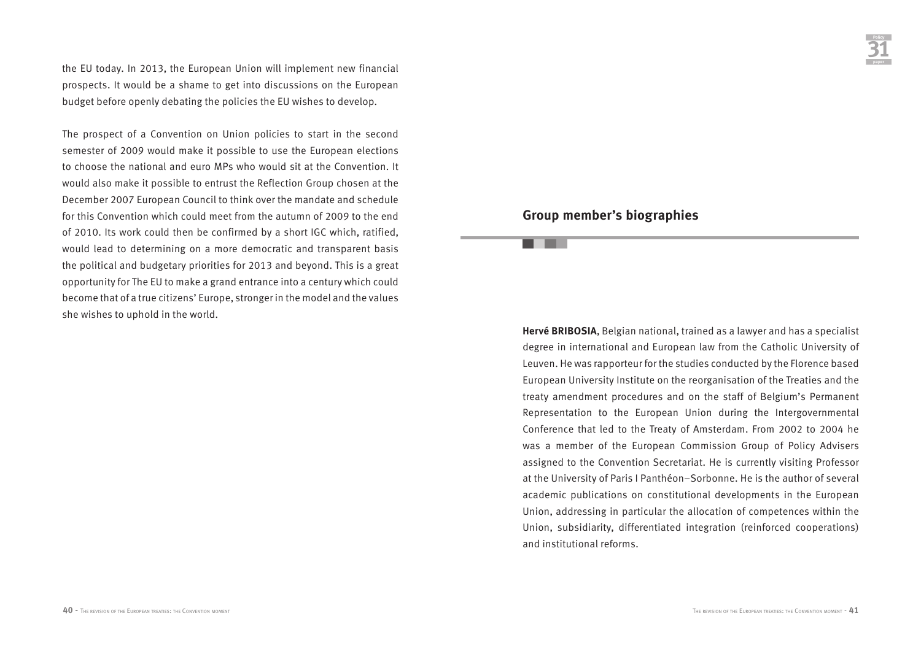the EU today. In 2013, the European Union will implement new financial prospects. It would be a shame to get into discussions on the European budget before openly debating the policies the EU wishes to develop.

The prospect of a Convention on Union policies to start in the second semester of 2009 would make it possible to use the European elections to choose the national and euro MPs who would sit at the Convention. It would also make it possible to entrust the Reflection Group chosen at the December 2007 European Council to think over the mandate and schedule for this Convention which could meet from the autumn of 2009 to the end of 2010. Its work could then be confirmed by a short IGC which, ratified, would lead to determining on a more democratic and transparent basis the political and budgetary priorities for 2013 and beyond. This is a great opportunity for The EU to make a grand entrance into a century which could become that of a true citizens' Europe, stronger in the model and the values she wishes to uphold in the world.

## Group member's biographies

**Hervé BRIBOSIA**, Belgian national, trained as a lawyer and has a specialist degree in international and European law from the Catholic University of Leuven. He was rapporteur for the studies conducted by the Florence based European University Institute on the reorganisation of the Treaties and the treaty amendment procedures and on the staff of Belgium's Permanent Representation to the European Union during the Intergovernmental Conference that led to the Treaty of Amsterdam. From 2002 to 2004 he was a member of the European Commission Group of Policy Advisers assigned to the Convention Secretariat. He is currently visiting Professor at the University of Paris I Panthéon–Sorbonne. He is the author of several academic publications on constitutional developments in the European Union, addressing in particular the allocation of competences within the Union, subsidiarity, differentiated integration (reinforced cooperations) and institutional reforms.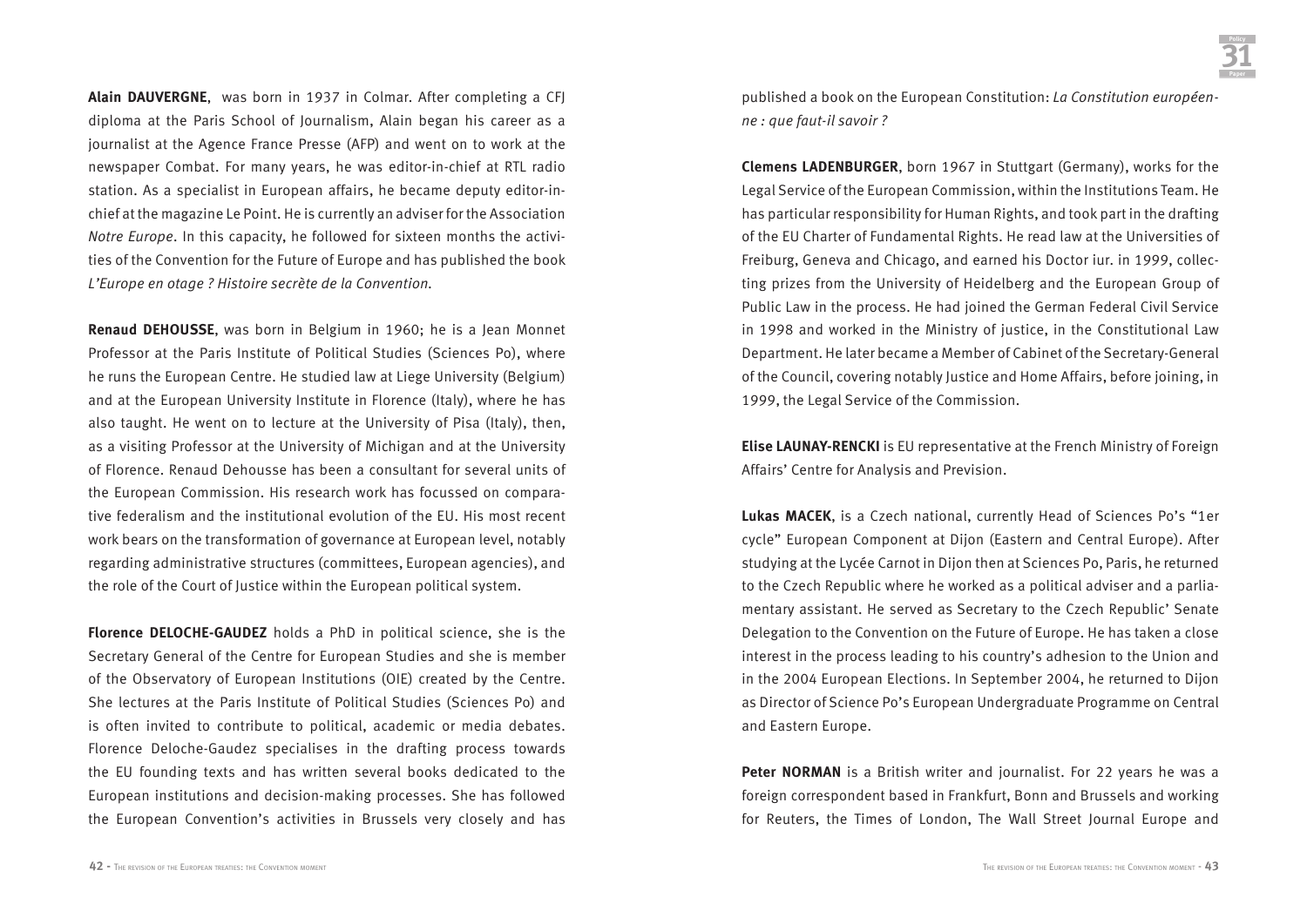**Alain DAUVERGNE**, was born in 1937 in Colmar. After completing a CFJ diploma at the Paris School of Journalism, Alain began his career as a journalist at the Agence France Presse (AFP) and went on to work at the newspaper Combat. For many years, he was editor-in-chief at RTL radio station. As a specialist in European affairs, he became deputy editor-in-chief at the magazine Le Point. He is currently an adviser for the Association *Notre Europe*. In this capacity, he followed for sixteen months the activities of the Convention for the Future of Europe and has published the book *L'Europe en otage ? Histoire secrète de la Convention.*

**Renaud DEHOUSSE**, was born in Belgium in 1960; he is a Jean Monnet Professor at the Paris Institute of Political Studies (Sciences Po), where he runs the European Centre. He studied law at Liege University (Belgium) and at the European University Institute in Florence (Italy), where he has also taught. He went on to lecture at the University of Pisa (Italy), then, as a visiting Professor at the University of Michigan and at the University of Florence. Renaud Dehousse has been a consultant for several units of the European Commission. His research work has focussed on comparative federalism and the institutional evolution of the EU. His most recent work bears on the transformation of governance at European level, notably regarding administrative structures (committees, European agencies), and the role of the Court of Justice within the European political system.

**Florence DELOCHE-GAUDEZ** holds a PhD in political science, she is the Secretary General of the Centre for European Studies and she is member of the Observatory of European Institutions (OIE) created by the Centre. She lectures at the Paris Institute of Political Studies (Sciences Po) and is often invited to contribute to political, academic or media debates. Florence Deloche-Gaudez specialises in the drafting process towards the EU founding texts and has written several books dedicated to the European institutions and decision-making processes. She has followed the European Convention's activities in Brussels very closely and has published a book on the European Constitution: *La Constitution européenne : que faut-il savoir ?*

**Clemens LADENBURGER**, born 1967 in Stuttgart (Germany), works for the Legal Service of the European Commission, within the Institutions Team. He has particular responsibility for Human Rights, and took part in the drafting of the EU Charter of Fundamental Rights. He read law at the Universities of Freiburg, Geneva and Chicago, and earned his Doctor iur. in 1999, collecting prizes from the University of Heidelberg and the European Group of Public Law in the process. He had joined the German Federal Civil Service in 1998 and worked in the Ministry of justice, in the Constitutional Law Department. He later became a Member of Cabinet of the Secretary-General of the Council, covering notably Justice and Home Affairs, before joining, in 1999, the Legal Service of the Commission.

**Elise LAUNAY-RENCKI** is EU representative at the French Ministry of Foreign Affairs' Centre for Analysis and Prevision.

**Lukas MACEK**, is a Czech national, currently Head of Sciences Po's "1er cycle" European Component at Dijon (Eastern and Central Europe). After studying at the Lycée Carnot in Dijon then at Sciences Po, Paris, he returned to the Czech Republic where he worked as a political adviser and a parliamentary assistant. He served as Secretary to the Czech Republic' Senate Delegation to the Convention on the Future of Europe. He has taken a close interest in the process leading to his country's adhesion to the Union and in the 2004 European Elections. In September 2004, he returned to Dijon as Director of Science Po's European Undergraduate Programme on Central and Eastern Europe.

**Peter NORMAN** is a British writer and journalist. For 22 years he was a foreign correspondent based in Frankfurt, Bonn and Brussels and working for Reuters, the Times of London, The Wall Street Journal Europe and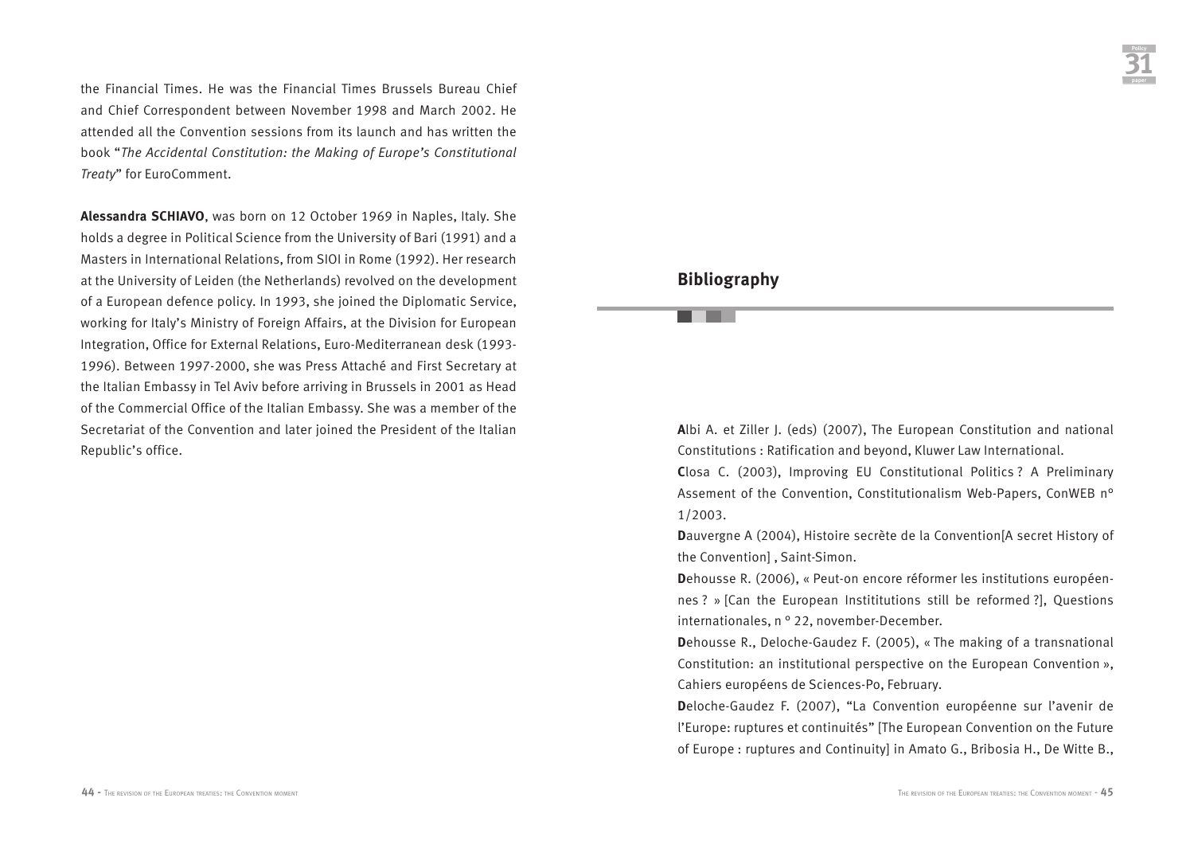the Financial Times. He was the Financial Times Brussels Bureau Chief and Chief Correspondent between November 1998 and March 2002. He attended all the Convention sessions from its launch and has written the book "*The Accidental Constitution: the Making of Europe's Constitutional Treaty*" for EuroComment.

**Alessandra SCHIAVO**, was born on 12 October 1969 in Naples, Italy. She holds a degree in Political Science from the University of Bari (1991) and a Masters in International Relations, from SIOI in Rome (1992). Her research at the University of Leiden (the Netherlands) revolved on the development of a European defence policy. In 1993, she joined the Diplomatic Service, working for Italy's Ministry of Foreign Affairs, at the Division for European Integration, Office for External Relations, Euro-Mediterranean desk (1993-1996). Between 1997-2000, she was Press Attaché and First Secretary at the Italian Embassy in Tel Aviv before arriving in Brussels in 2001 as Head of the Commercial Office of the Italian Embassy. She was a member of the Secretariat of the Convention and later joined the President of the Italian Republic's office.

## Bibliography

**A**lbi A. et Ziller J. (eds) (2007), The European Constitution and national Constitutions : Ratification and beyond, Kluwer Law International.

**C**losa C. (2003), Improving EU Constitutional Politics ? A Preliminary Assement of the Convention, Constitutionalism Web-Papers, ConWEB n° 1/2003.

**D**auvergne A (2004), Histoire secrète de la Convention[A secret History of the Convention] , Saint-Simon.

**D**ehousse R. (2006), « Peut-on encore réformer les institutions européennes ? » [Can the European Instititutions still be reformed ?], Questions internationales, n ° 22, november-December.

**D**ehousse R., Deloche-Gaudez F. (2005), « The making of a transnational Constitution: an institutional perspective on the European Convention », Cahiers européens de Sciences-Po, February.

**D**eloche-Gaudez F. (2007), "La Convention européenne sur l'avenir de l'Europe: ruptures et continuités" [The European Convention on the Future of Europe : ruptures and Continuity] in Amato G., Bribosia H., De Witte B.,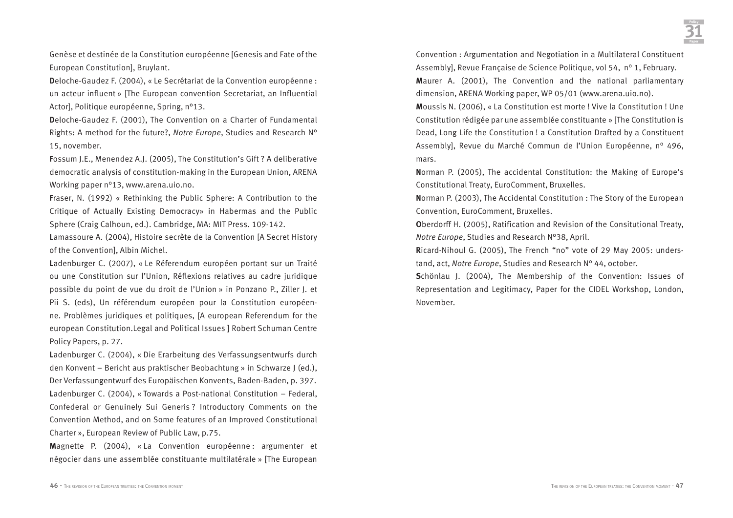Genèse et destinée de la Constitution européenne [Genesis and Fate of the European Constitution], Bruylant.

**D**eloche-Gaudez F. (2004), « Le Secrétariat de la Convention européenne : un acteur influent » [The European convention Secretariat, an Influential Actor], Politique européenne, Spring, n°13.

**D**eloche-Gaudez F. (2001), The Convention on a Charter of Fundamental Rights: A method for the future?, *Notre Europe*, Studies and Research N° 15, november.

**F**ossum J.E., Menendez A.J. (2005), The Constitution's Gift ? A deliberative democratic analysis of constitution-making in the European Union, ARENA Working paper n°13, www.arena.uio.no.

**F**raser, N. (1992) « Rethinking the Public Sphere: A Contribution to the Critique of Actually Existing Democracy» in Habermas and the Public Sphere (Craig Calhoun, ed.). Cambridge, MA: MIT Press. 109-142.

**L**amassoure A. (2004), Histoire secrète de la Convention [A Secret History of the Convention], Albin Michel.

**L**adenburger C. (2007), « Le Réferendum européen portant sur un Traité ou une Constitution sur l'Union, Réflexions relatives au cadre juridique possible du point de vue du droit de l'Union » in Ponzano P., Ziller J. et Pii S. (eds), Un référendum européen pour la Constitution européenne. Problèmes juridiques et politiques, [A european Referendum for the european Constitution.Legal and Political Issues ] Robert Schuman Centre Policy Papers, p. 27.

**L**adenburger C. (2004), « Die Erarbeitung des Verfassungsentwurfs durch den Konvent – Bericht aus praktischer Beobachtung » in Schwarze J (ed.), Der Verfassungentwurf des Europäischen Konvents, Baden-Baden, p. 397.

**L**adenburger C. (2004), « Towards a Post-national Constitution – Federal, Confederal or Genuinely Sui Generis ? Introductory Comments on the Convention Method, and on Some features of an Improved Constitutional Charter », European Review of Public Law, p.75.

**M**agnette P. (2004), « La Convention européenne : argumenter et négocier dans une assemblée constituante multilatérale » [The European Convention : Argumentation and Negotiation in a Multilateral Constituent Assembly], Revue Française de Science Politique, vol 54, n° 1, February.

**M**aurer A. (2001), The Convention and the national parliamentary dimension, ARENA Working paper, WP 05/01 (www.arena.uio.no).

**M**oussis N. (2006), « La Constitution est morte ! Vive la Constitution ! Une Constitution rédigée par une assemblée constituante » [The Constitution is Dead, Long Life the Constitution ! a Constitution Drafted by a Constituent Assembly], Revue du Marché Commun de l'Union Européenne, n° 496, mars.

**N**orman P. (2005), The accidental Constitution: the Making of Europe's Constitutional Treaty, EuroComment, Bruxelles.

**N**orman P. (2003), The Accidental Constitution : The Story of the European Convention, EuroComment, Bruxelles.

**O**berdorff H. (2005), Ratification and Revision of the Consitutional Treaty, *Notre Europe*, Studies and Research N°38, April.

**R**icard-Nihoul G. (2005), The French "no" vote of 29 May 2005: understand, act, *Notre Europe*, Studies and Research N° 44, october.

**S**chönlau J. (2004), The Membership of the Convention: Issues of Representation and Legitimacy, Paper for the CIDEL Workshop, London, November.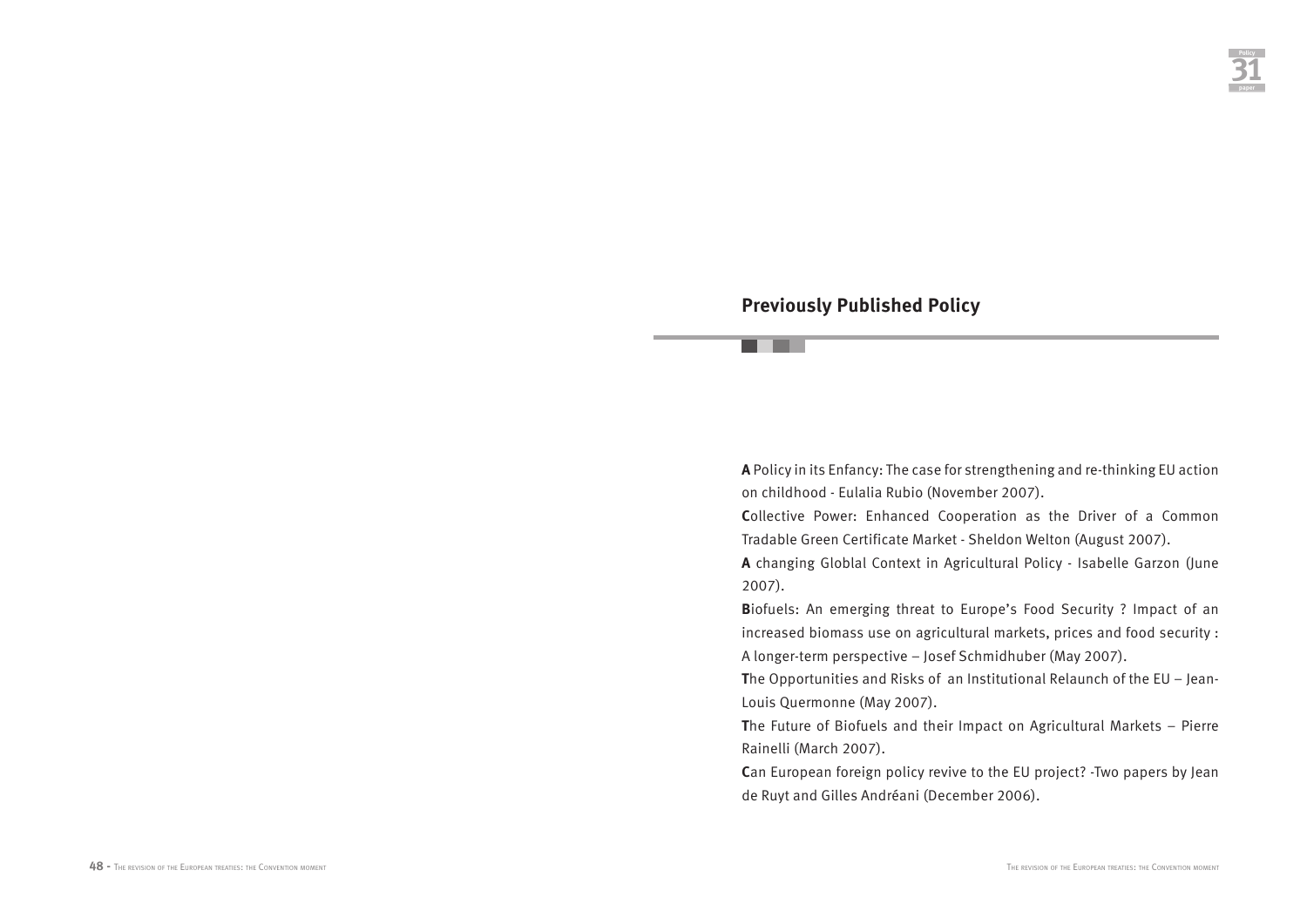## Previously Published Policy

**A** Policy in its Enfancy: The case for strengthening and re-thinking EU action on childhood - Eulalia Rubio (November 2007).

**C**ollective Power: Enhanced Cooperation as the Driver of a Common Tradable Green Certificate Market - Sheldon Welton (August 2007).

**A** changing Globlal Context in Agricultural Policy - Isabelle Garzon (June 2007).

**B**iofuels: An emerging threat to Europe's Food Security ? Impact of an increased biomass use on agricultural markets, prices and food security : A longer-term perspective – Josef Schmidhuber (May 2007).

**T**he Opportunities and Risks of an Institutional Relaunch of the EU – Jean-Louis Quermonne (May 2007).

**T**he Future of Biofuels and their Impact on Agricultural Markets – Pierre Rainelli (March 2007).

**C**an European foreign policy revive to the EU project? -Two papers by Jean de Ruyt and Gilles Andréani (December 2006).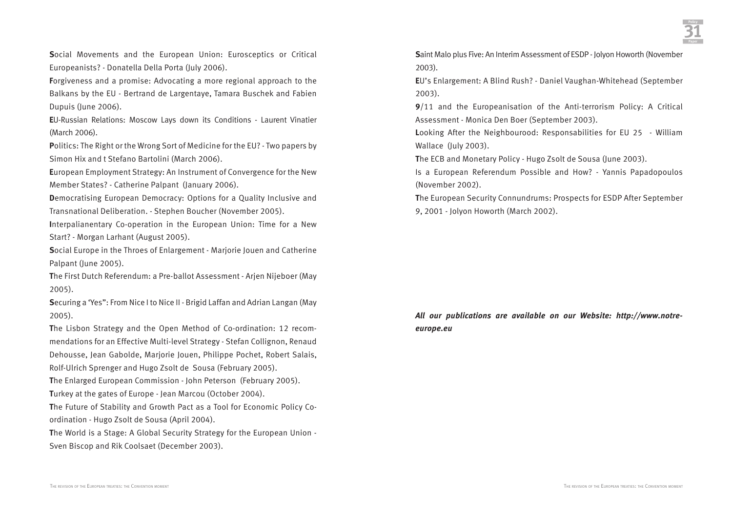**S**ocial Movements and the European Union: Eurosceptics or Critical Europeanists? - Donatella Della Porta (July 2006).

**F**orgiveness and a promise: Advocating a more regional approach to the Balkans by the EU - Bertrand de Largentaye, Tamara Buschek and Fabien Dupuis (June 2006).

**E**U-Russian Relations: Moscow Lays down its Conditions - Laurent Vinatier (March 2006).

**P**olitics: The Right or the Wrong Sort of Medicine for the EU? - Two papers by Simon Hix and t Stefano Bartolini (March 2006).

**E**uropean Employment Strategy: An Instrument of Convergence for the New Member States? - Catherine Palpant (January 2006).

**D**emocratising European Democracy: Options for a Quality Inclusive and Transnational Deliberation. - Stephen Boucher (November 2005).

**I**nterpalianentary Co-operation in the European Union: Time for a New Start? - Morgan Larhant (August 2005).

**S**ocial Europe in the Throes of Enlargement - Marjorie Jouen and Catherine Palpant (June 2005).

**T**he First Dutch Referendum: a Pre-ballot Assessment - Arjen Nijeboer (May 2005).

**S**ecuring a 'Yes": From Nice I to Nice II - Brigid Laffan and Adrian Langan (May 2005).

**T**he Lisbon Strategy and the Open Method of Co-ordination: 12 recommendations for an Effective Multi-level Strategy - Stefan Collignon, Renaud Dehousse, Jean Gabolde, Marjorie Jouen, Philippe Pochet, Robert Salais, Rolf-Ulrich Sprenger and Hugo Zsolt de Sousa (February 2005).

**T**he Enlarged European Commission - John Peterson (February 2005).

**T**urkey at the gates of Europe - Jean Marcou (October 2004).

**T**he Future of Stability and Growth Pact as a Tool for Economic Policy Co-ordination - Hugo Zsolt de Sousa (April 2004).

**T**he World is a Stage: A Global Security Strategy for the European Union - Sven Biscop and Rik Coolsaet (December 2003).

**S**aint Malo plus Five: An Interim Assessment of ESDP - Jolyon Howorth (November 2003).

**E**U's Enlargement: A Blind Rush? - Daniel Vaughan-Whitehead (September 2003).

**9**/11 and the Europeanisation of the Anti-terrorism Policy: A Critical Assessment - Monica Den Boer (September 2003).

**L**ooking After the Neighbourood: Responsabilities for EU 25 - William Wallace (July 2003).

**T**he ECB and Monetary Policy - Hugo Zsolt de Sousa (June 2003).

Is a European Referendum Possible and How? - Yannis Papadopoulos (November 2002).

**T**he European Security Connundrums: Prospects for ESDP After September 9, 2001 - Jolyon Howorth (March 2002).

***All our publications are available on our Website: http://www.notre-europe.eu***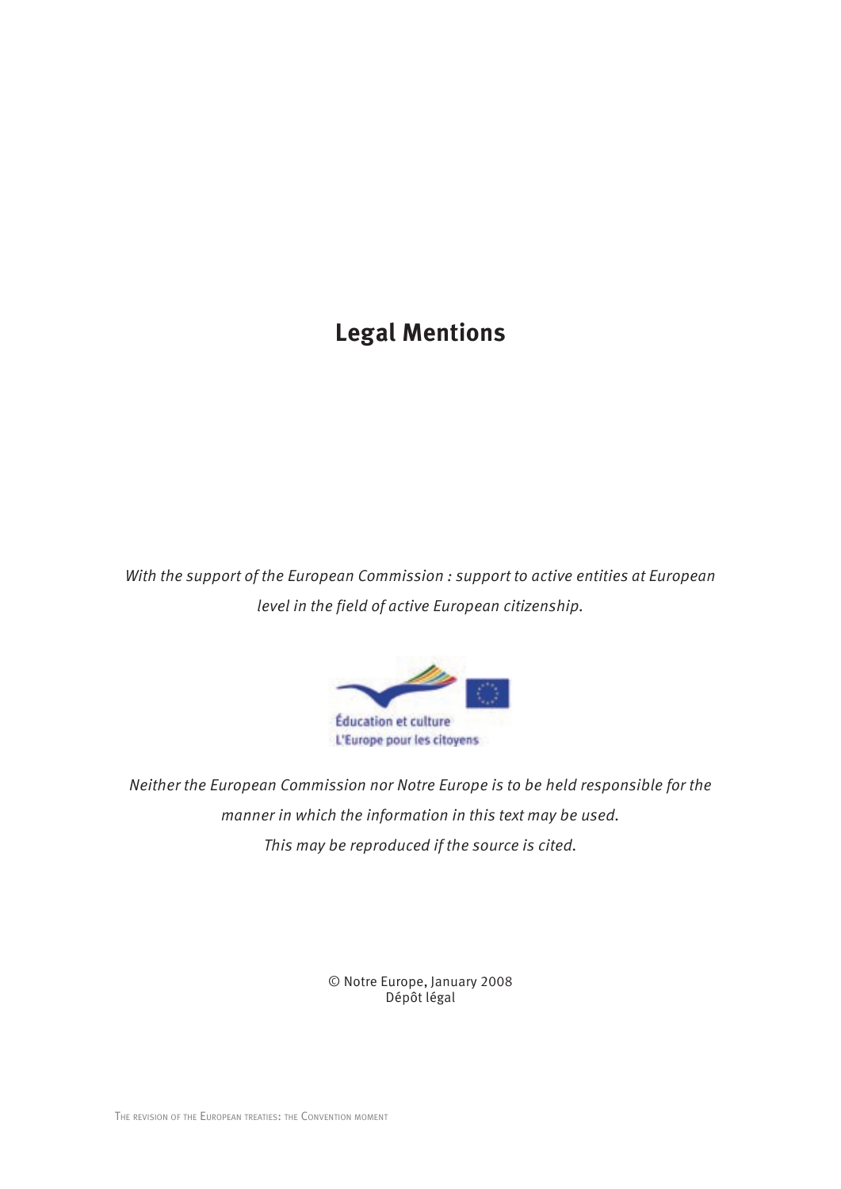# Legal Mentions

*With the support of the European Commission : support to active entities at European level in the field of active European citizenship.*

Éducation et culture
L'Europe pour les citoyens

*Neither the European Commission nor Notre Europe is to be held responsible for the manner in which the information in this text may be used.*
*This may be reproduced if the source is cited.*

© Notre Europe, January 2008
Dépôt légal